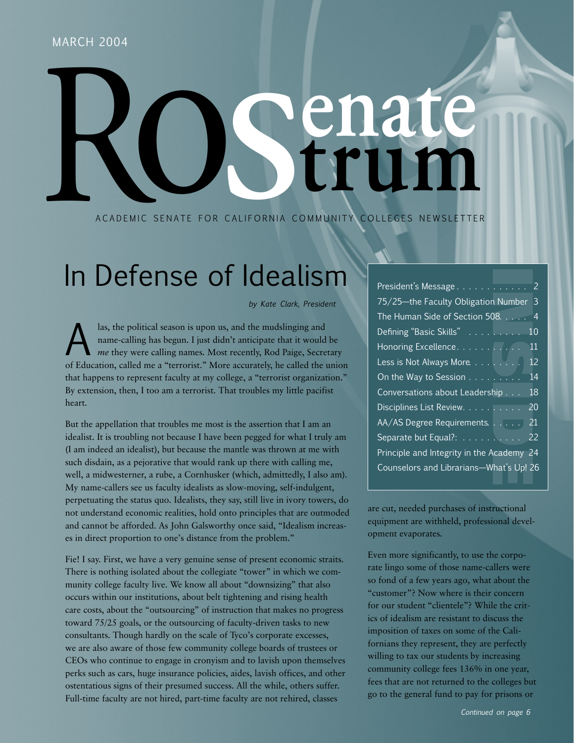MARCH 2004

# Senate Rostrum

ACADEMIC SENATE FOR CALIFORNIA COMMUNITY COLLEGES NEWSLETTER

| INSIDE | |
|---|---|
| President's Message | 2 |
| 75/25—the Faculty Obligation Number | 3 |
| The Human Side of Section 508 | 4 |
| Defining "Basic Skills" | 10 |
| Honoring Excellence | 11 |
| Less is Not Always More | 12 |
| On the Way to Session | 14 |
| Conversations about Leadership | 18 |
| Disciplines List Review | 20 |
| AA/AS Degree Requirements | 21 |
| Separate but Equal?: | 22 |
| Principle and Integrity in the Academy | 24 |
| Counselors and Librarians—What's Up! | 26 |

## In Defense of Idealism

*by Kate Clark, President*

Alas, the political season is upon us, and the mudslinging and name-calling has begun. I just didn't anticipate that it would be *me* they were calling names. Most recently, Rod Paige, Secretary of Education, called me a "terrorist." More accurately, he called the union that happens to represent faculty at my college, a "terrorist organization." By extension, then, I too am a terrorist. That troubles my little pacifist heart.

But the appellation that troubles me most is the assertion that I am an idealist. It is troubling not because I have been pegged for what I truly am (I am indeed an idealist), but because the mantle was thrown at me with such disdain, as a pejorative that would rank up there with calling me, well, a midwesterner, a rube, a Cornhusker (which, admittedly, I also am). My name-callers see us faculty idealists as slow-moving, self-indulgent, perpetuating the status quo. Idealists, they say, still live in ivory towers, do not understand economic realities, hold onto principles that are outmoded and cannot be afforded. As John Galsworthy once said, "Idealism increases in direct proportion to one's distance from the problem."

Fie! I say. First, we have a very genuine sense of present economic straits. There is nothing isolated about the collegiate "tower" in which we community college faculty live. We know all about "downsizing" that also occurs within our institutions, about belt tightening and rising health care costs, about the "outsourcing" of instruction that makes no progress toward 75/25 goals, or the outsourcing of faculty-driven tasks to new consultants. Though hardly on the scale of Tyco's corporate excesses, we are also aware of those few community college boards of trustees or CEOs who continue to engage in cronyism and to lavish upon themselves perks such as cars, huge insurance policies, aides, lavish offices, and other ostentatious signs of their presumed success. All the while, others suffer. Full-time faculty are not hired, part-time faculty are not rehired, classes are cut, needed purchases of instructional equipment are withheld, professional development evaporates.

Even more significantly, to use the corporate lingo some of those name-callers were so fond of a few years ago, what about the "customer"? Now where is their concern for our student "clientele"? While the critics of idealism are resistant to discuss the imposition of taxes on some of the Californians they represent, they are perfectly willing to tax our students by increasing community college fees 136% in one year, fees that are not returned to the colleges but go to the general fund to pay for prisons or

*Continued on page 6*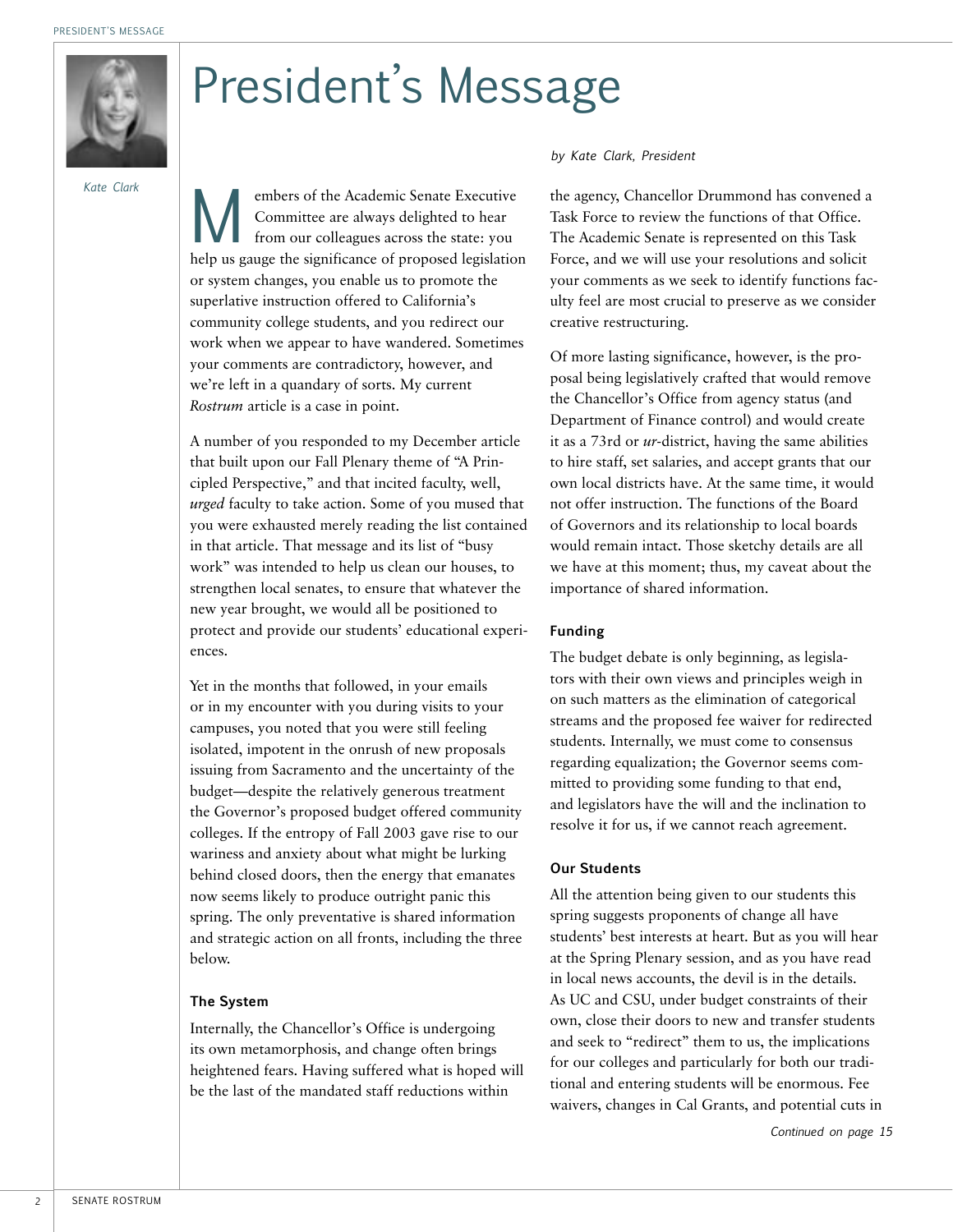# President's Message

Kate Clark

*by Kate Clark, President*

Members of the Academic Senate Executive Committee are always delighted to hear from our colleagues across the state: you help us gauge the significance of proposed legislation or system changes, you enable us to promote the superlative instruction offered to California's community college students, and you redirect our work when we appear to have wandered. Sometimes your comments are contradictory, however, and we're left in a quandary of sorts. My current *Rostrum* article is a case in point.

A number of you responded to my December article that built upon our Fall Plenary theme of "A Principled Perspective," and that incited faculty, well, *urged* faculty to take action. Some of you mused that you were exhausted merely reading the list contained in that article. That message and its list of "busy work" was intended to help us clean our houses, to strengthen local senates, to ensure that whatever the new year brought, we would all be positioned to protect and provide our students' educational experiences.

Yet in the months that followed, in your emails or in my encounter with you during visits to your campuses, you noted that you were still feeling isolated, impotent in the onrush of new proposals issuing from Sacramento and the uncertainty of the budget—despite the relatively generous treatment the Governor's proposed budget offered community colleges. If the entropy of Fall 2003 gave rise to our wariness and anxiety about what might be lurking behind closed doors, then the energy that emanates now seems likely to produce outright panic this spring. The only preventative is shared information and strategic action on all fronts, including the three below.

### The System

Internally, the Chancellor's Office is undergoing its own metamorphosis, and change often brings heightened fears. Having suffered what is hoped will be the last of the mandated staff reductions within the agency, Chancellor Drummond has convened a Task Force to review the functions of that Office. The Academic Senate is represented on this Task Force, and we will use your resolutions and solicit your comments as we seek to identify functions faculty feel are most crucial to preserve as we consider creative restructuring.

Of more lasting significance, however, is the proposal being legislatively crafted that would remove the Chancellor's Office from agency status (and Department of Finance control) and would create it as a 73rd or *ur*-district, having the same abilities to hire staff, set salaries, and accept grants that our own local districts have. At the same time, it would not offer instruction. The functions of the Board of Governors and its relationship to local boards would remain intact. Those sketchy details are all we have at this moment; thus, my caveat about the importance of shared information.

### Funding

The budget debate is only beginning, as legislators with their own views and principles weigh in on such matters as the elimination of categorical streams and the proposed fee waiver for redirected students. Internally, we must come to consensus regarding equalization; the Governor seems committed to providing some funding to that end, and legislators have the will and the inclination to resolve it for us, if we cannot reach agreement.

### Our Students

All the attention being given to our students this spring suggests proponents of change all have students' best interests at heart. But as you will hear at the Spring Plenary session, and as you have read in local news accounts, the devil is in the details. As UC and CSU, under budget constraints of their own, close their doors to new and transfer students and seek to "redirect" them to us, the implications for our colleges and particularly for both our traditional and entering students will be enormous. Fee waivers, changes in Cal Grants, and potential cuts in

*Continued on page 15*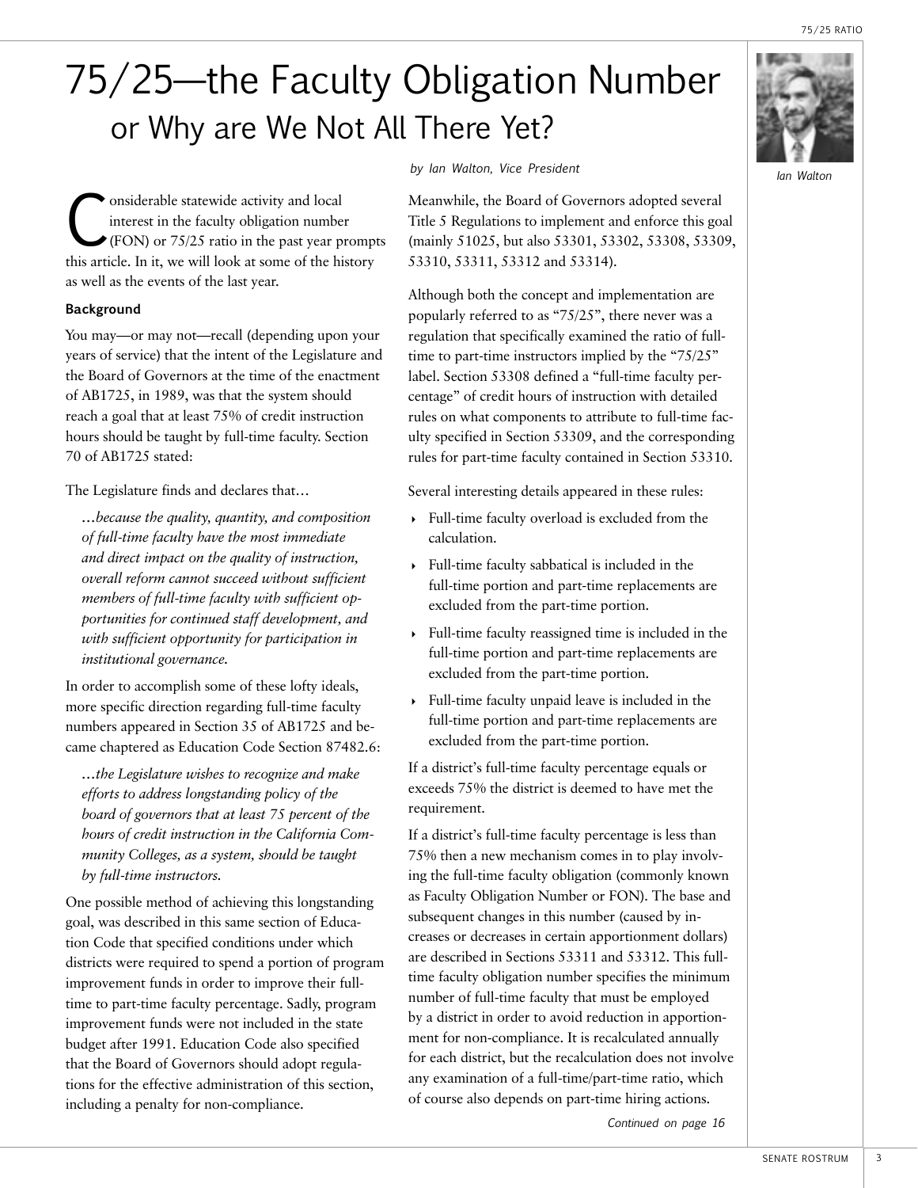# 75/25—the Faculty Obligation Number
## or Why are We Not All There Yet?

*by Ian Walton, Vice President*

Ian Walton

Considerable statewide activity and local interest in the faculty obligation number (FON) or 75/25 ratio in the past year prompts this article. In it, we will look at some of the history as well as the events of the last year.

### Background

You may—or may not—recall (depending upon your years of service) that the intent of the Legislature and the Board of Governors at the time of the enactment of AB1725, in 1989, was that the system should reach a goal that at least 75% of credit instruction hours should be taught by full-time faculty. Section 70 of AB1725 stated:

The Legislature finds and declares that…

> *…because the quality, quantity, and composition of full-time faculty have the most immediate and direct impact on the quality of instruction, overall reform cannot succeed without sufficient members of full-time faculty with sufficient opportunities for continued staff development, and with sufficient opportunity for participation in institutional governance.*

In order to accomplish some of these lofty ideals, more specific direction regarding full-time faculty numbers appeared in Section 35 of AB1725 and became chaptered as Education Code Section 87482.6:

> *…the Legislature wishes to recognize and make efforts to address longstanding policy of the board of governors that at least 75 percent of the hours of credit instruction in the California Community Colleges, as a system, should be taught by full-time instructors.*

One possible method of achieving this longstanding goal, was described in this same section of Education Code that specified conditions under which districts were required to spend a portion of program improvement funds in order to improve their full-time to part-time faculty percentage. Sadly, program improvement funds were not included in the state budget after 1991. Education Code also specified that the Board of Governors should adopt regulations for the effective administration of this section, including a penalty for non-compliance.

Meanwhile, the Board of Governors adopted several Title 5 Regulations to implement and enforce this goal (mainly 51025, but also 53301, 53302, 53308, 53309, 53310, 53311, 53312 and 53314).

Although both the concept and implementation are popularly referred to as "75/25", there never was a regulation that specifically examined the ratio of full-time to part-time instructors implied by the "75/25" label. Section 53308 defined a "full-time faculty percentage" of credit hours of instruction with detailed rules on what components to attribute to full-time faculty specified in Section 53309, and the corresponding rules for part-time faculty contained in Section 53310.

Several interesting details appeared in these rules:

- Full-time faculty overload is excluded from the calculation.
- Full-time faculty sabbatical is included in the full-time portion and part-time replacements are excluded from the part-time portion.
- Full-time faculty reassigned time is included in the full-time portion and part-time replacements are excluded from the part-time portion.
- Full-time faculty unpaid leave is included in the full-time portion and part-time replacements are excluded from the part-time portion.

If a district's full-time faculty percentage equals or exceeds 75% the district is deemed to have met the requirement.

If a district's full-time faculty percentage is less than 75% then a new mechanism comes in to play involving the full-time faculty obligation (commonly known as Faculty Obligation Number or FON). The base and subsequent changes in this number (caused by increases or decreases in certain apportionment dollars) are described in Sections 53311 and 53312. This full-time faculty obligation number specifies the minimum number of full-time faculty that must be employed by a district in order to avoid reduction in apportionment for non-compliance. It is recalculated annually for each district, but the recalculation does not involve any examination of a full-time/part-time ratio, which of course also depends on part-time hiring actions.

*Continued on page 16*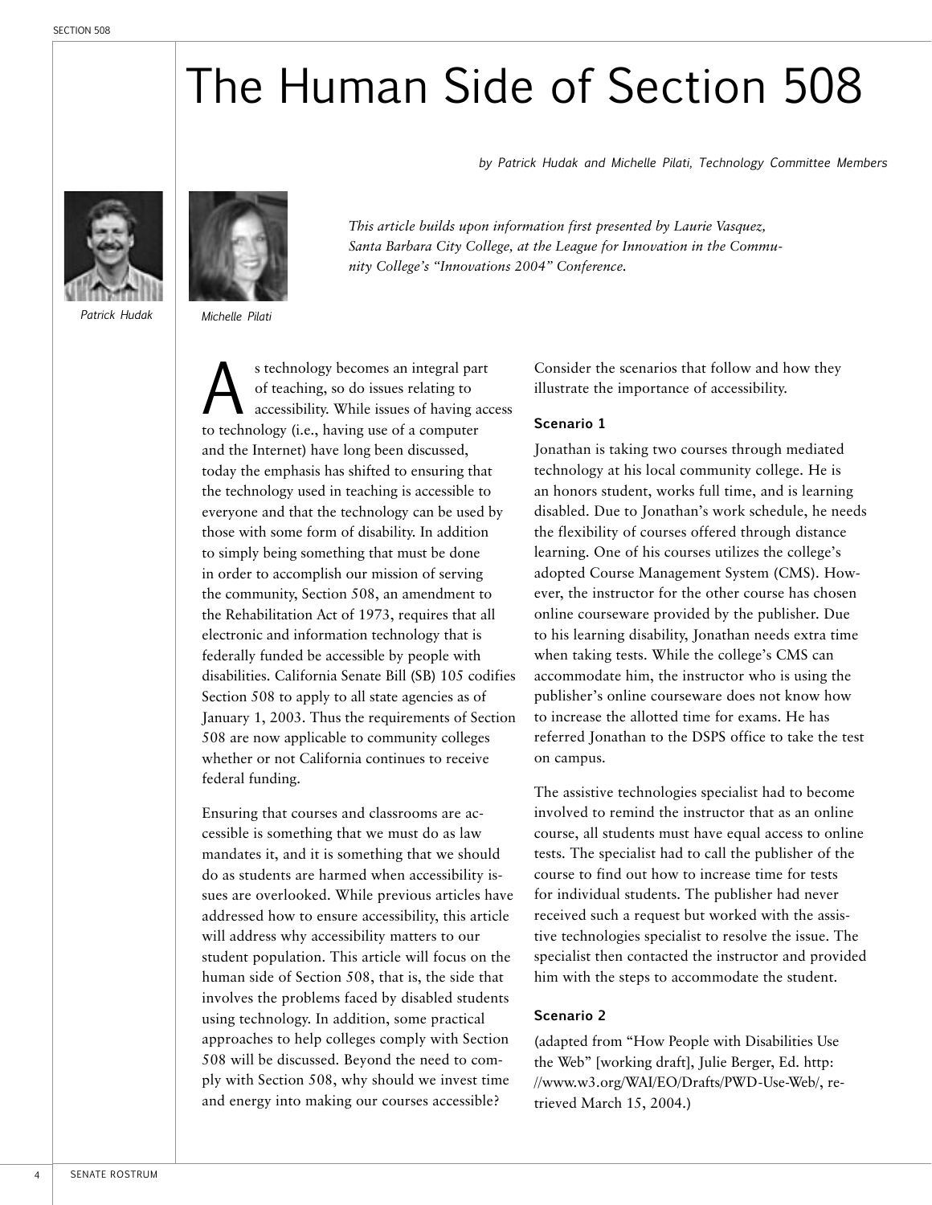# The Human Side of Section 508

*by Patrick Hudak and Michelle Pilati, Technology Committee Members*

*Patrick Hudak*

*Michelle Pilati*

*This article builds upon information first presented by Laurie Vasquez, Santa Barbara City College, at the League for Innovation in the Community College's "Innovations 2004" Conference.*

As technology becomes an integral part of teaching, so do issues relating to accessibility. While issues of having access to technology (i.e., having use of a computer and the Internet) have long been discussed, today the emphasis has shifted to ensuring that the technology used in teaching is accessible to everyone and that the technology can be used by those with some form of disability. In addition to simply being something that must be done in order to accomplish our mission of serving the community, Section 508, an amendment to the Rehabilitation Act of 1973, requires that all electronic and information technology that is federally funded be accessible by people with disabilities. California Senate Bill (SB) 105 codifies Section 508 to apply to all state agencies as of January 1, 2003. Thus the requirements of Section 508 are now applicable to community colleges whether or not California continues to receive federal funding.

Ensuring that courses and classrooms are accessible is something that we must do as law mandates it, and it is something that we should do as students are harmed when accessibility issues are overlooked. While previous articles have addressed how to ensure accessibility, this article will address why accessibility matters to our student population. This article will focus on the human side of Section 508, that is, the side that involves the problems faced by disabled students using technology. In addition, some practical approaches to help colleges comply with Section 508 will be discussed. Beyond the need to comply with Section 508, why should we invest time and energy into making our courses accessible?

Consider the scenarios that follow and how they illustrate the importance of accessibility.

### Scenario 1

Jonathan is taking two courses through mediated technology at his local community college. He is an honors student, works full time, and is learning disabled. Due to Jonathan's work schedule, he needs the flexibility of courses offered through distance learning. One of his courses utilizes the college's adopted Course Management System (CMS). However, the instructor for the other course has chosen online courseware provided by the publisher. Due to his learning disability, Jonathan needs extra time when taking tests. While the college's CMS can accommodate him, the instructor who is using the publisher's online courseware does not know how to increase the allotted time for exams. He has referred Jonathan to the DSPS office to take the test on campus.

The assistive technologies specialist had to become involved to remind the instructor that as an online course, all students must have equal access to online tests. The specialist had to call the publisher of the course to find out how to increase time for tests for individual students. The publisher had never received such a request but worked with the assistive technologies specialist to resolve the issue. The specialist then contacted the instructor and provided him with the steps to accommodate the student.

### Scenario 2

(adapted from "How People with Disabilities Use the Web" [working draft], Julie Berger, Ed. http://www.w3.org/WAI/EO/Drafts/PWD-Use-Web/, retrieved March 15, 2004.)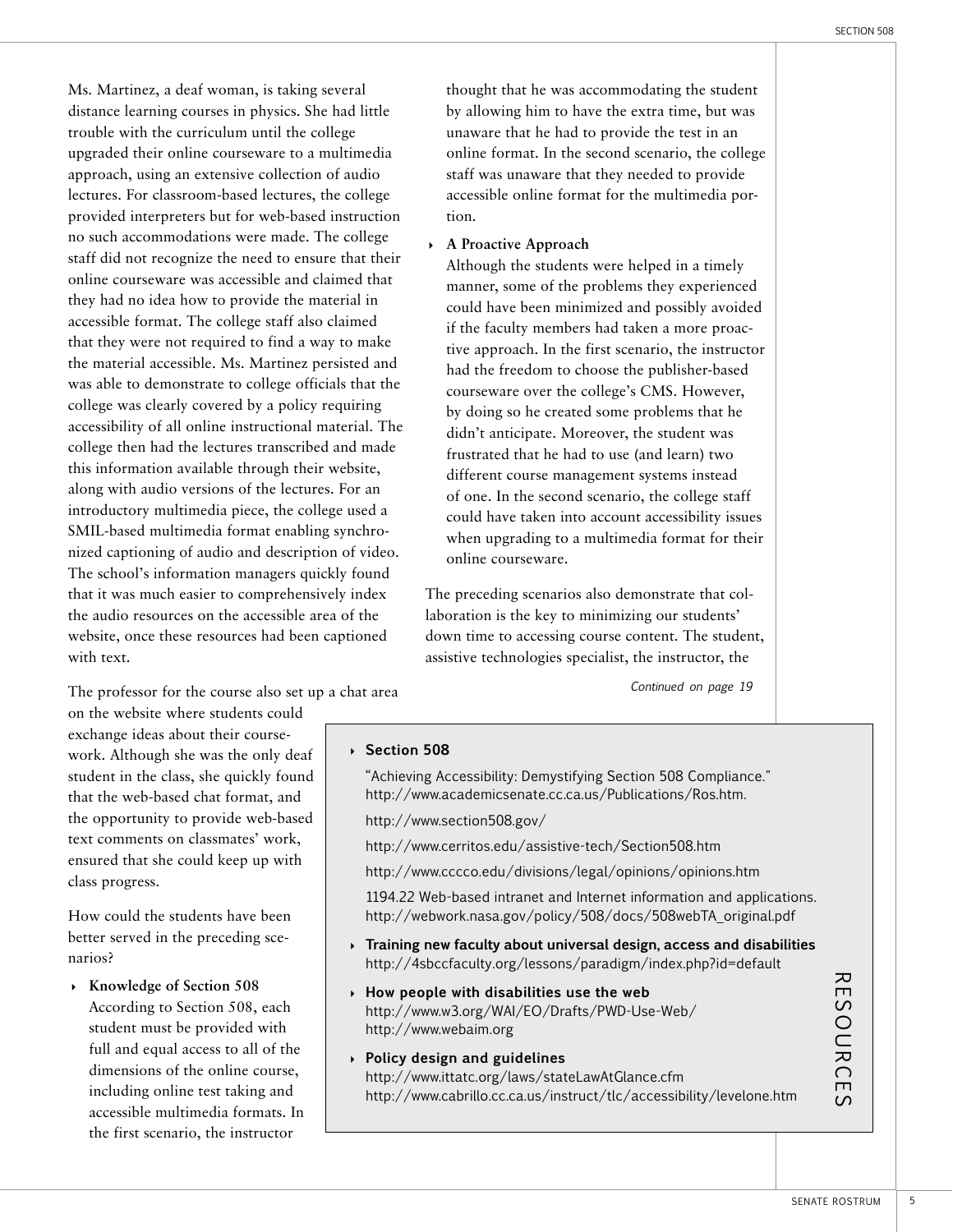Ms. Martinez, a deaf woman, is taking several distance learning courses in physics. She had little trouble with the curriculum until the college upgraded their online courseware to a multimedia approach, using an extensive collection of audio lectures. For classroom-based lectures, the college provided interpreters but for web-based instruction no such accommodations were made. The college staff did not recognize the need to ensure that their online courseware was accessible and claimed that they had no idea how to provide the material in accessible format. The college staff also claimed that they were not required to find a way to make the material accessible. Ms. Martinez persisted and was able to demonstrate to college officials that the college was clearly covered by a policy requiring accessibility of all online instructional material. The college then had the lectures transcribed and made this information available through their website, along with audio versions of the lectures. For an introductory multimedia piece, the college used a SMIL-based multimedia format enabling synchronized captioning of audio and description of video. The school's information managers quickly found that it was much easier to comprehensively index the audio resources on the accessible area of the website, once these resources had been captioned with text.

The professor for the course also set up a chat area on the website where students could exchange ideas about their coursework. Although she was the only deaf student in the class, she quickly found that the web-based chat format, and the opportunity to provide web-based text comments on classmates' work, ensured that she could keep up with class progress.

How could the students have been better served in the preceding scenarios?

- **Knowledge of Section 508**
  According to Section 508, each student must be provided with full and equal access to all of the dimensions of the online course, including online test taking and accessible multimedia formats. In the first scenario, the instructor thought that he was accommodating the student by allowing him to have the extra time, but was unaware that he had to provide the test in an online format. In the second scenario, the college staff was unaware that they needed to provide accessible online format for the multimedia portion.

- **A Proactive Approach**
  Although the students were helped in a timely manner, some of the problems they experienced could have been minimized and possibly avoided if the faculty members had taken a more proactive approach. In the first scenario, the instructor had the freedom to choose the publisher-based courseware over the college's CMS. However, by doing so he created some problems that he didn't anticipate. Moreover, the student was frustrated that he had to use (and learn) two different course management systems instead of one. In the second scenario, the college staff could have taken into account accessibility issues when upgrading to a multimedia format for their online courseware.

The preceding scenarios also demonstrate that collaboration is the key to minimizing our students' down time to accessing course content. The student, assistive technologies specialist, the instructor, the

*Continued on page 19*

## RESOURCES

- **Section 508**

  "Achieving Accessibility: Demystifying Section 508 Compliance." http://www.academicsenate.cc.ca.us/Publications/Ros.htm.

  http://www.section508.gov/

  http://www.cerritos.edu/assistive-tech/Section508.htm

  http://www.cccco.edu/divisions/legal/opinions/opinions.htm

  1194.22 Web-based intranet and Internet information and applications. http://webwork.nasa.gov/policy/508/docs/508webTA_original.pdf

- **Training new faculty about universal design, access and disabilities**
  http://4sbccfaculty.org/lessons/paradigm/index.php?id=default

- **How people with disabilities use the web**
  http://www.w3.org/WAI/EO/Drafts/PWD-Use-Web/
  http://www.webaim.org

- **Policy design and guidelines**
  http://www.ittatc.org/laws/stateLawAtGlance.cfm
  http://www.cabrillo.cc.ca.us/instruct/tlc/accessibility/levelone.htm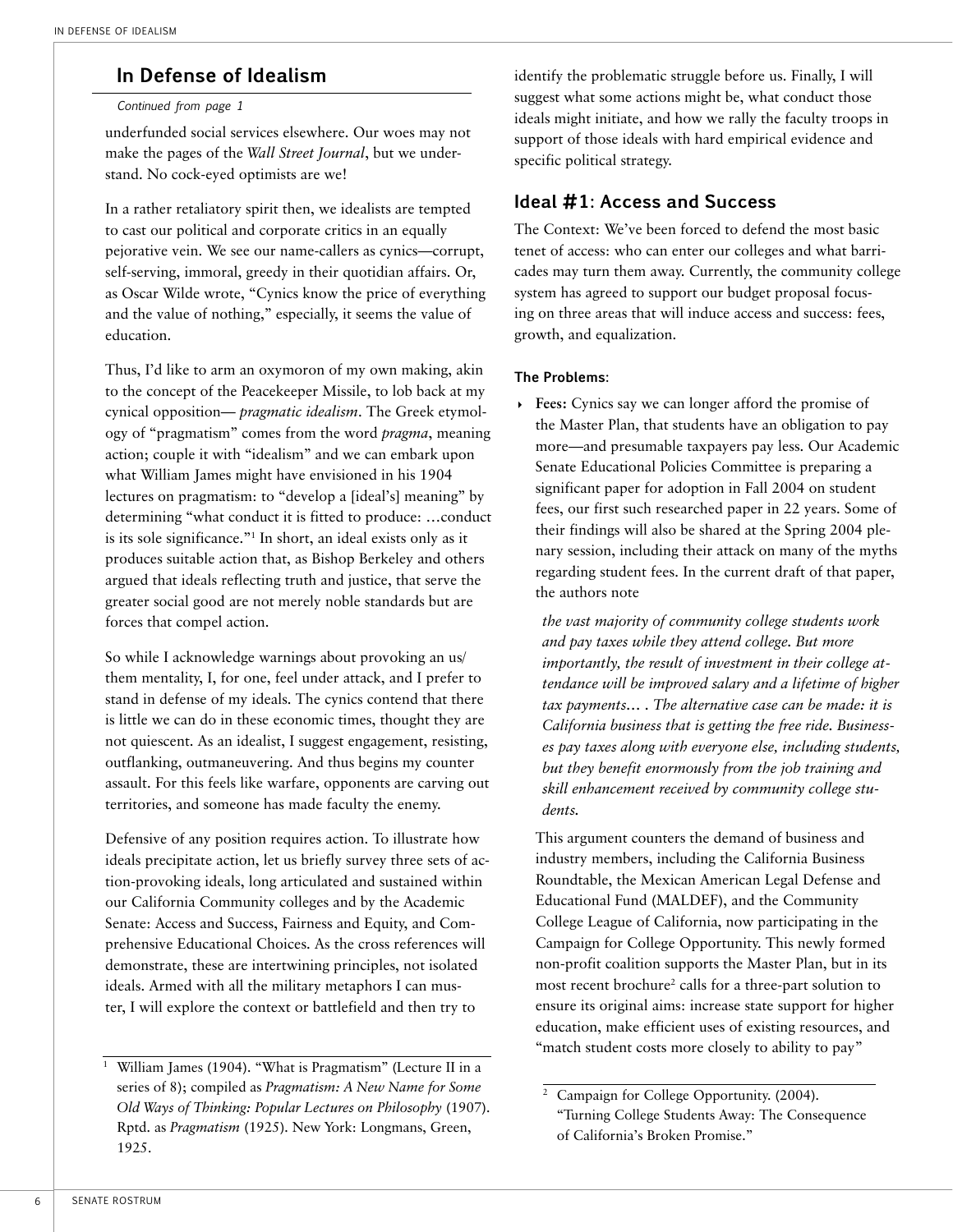## In Defense of Idealism

*Continued from page 1*

underfunded social services elsewhere. Our woes may not make the pages of the *Wall Street Journal*, but we understand. No cock-eyed optimists are we!

In a rather retaliatory spirit then, we idealists are tempted to cast our political and corporate critics in an equally pejorative vein. We see our name-callers as cynics—corrupt, self-serving, immoral, greedy in their quotidian affairs. Or, as Oscar Wilde wrote, "Cynics know the price of everything and the value of nothing," especially, it seems the value of education.

Thus, I'd like to arm an oxymoron of my own making, akin to the concept of the Peacekeeper Missile, to lob back at my cynical opposition— *pragmatic idealism*. The Greek etymology of "pragmatism" comes from the word *pragma*, meaning action; couple it with "idealism" and we can embark upon what William James might have envisioned in his 1904 lectures on pragmatism: to "develop a [ideal's] meaning" by determining "what conduct it is fitted to produce: …conduct is its sole significance."[1] In short, an ideal exists only as it produces suitable action that, as Bishop Berkeley and others argued that ideals reflecting truth and justice, that serve the greater social good are not merely noble standards but are forces that compel action.

So while I acknowledge warnings about provoking an us/them mentality, I, for one, feel under attack, and I prefer to stand in defense of my ideals. The cynics contend that there is little we can do in these economic times, thought they are not quiescent. As an idealist, I suggest engagement, resisting, outflanking, outmaneuvering. And thus begins my counter assault. For this feels like warfare, opponents are carving out territories, and someone has made faculty the enemy.

Defensive of any position requires action. To illustrate how ideals precipitate action, let us briefly survey three sets of action-provoking ideals, long articulated and sustained within our California Community colleges and by the Academic Senate: Access and Success, Fairness and Equity, and Comprehensive Educational Choices. As the cross references will demonstrate, these are intertwining principles, not isolated ideals. Armed with all the military metaphors I can muster, I will explore the context or battlefield and then try to identify the problematic struggle before us. Finally, I will suggest what some actions might be, what conduct those ideals might initiate, and how we rally the faculty troops in support of those ideals with hard empirical evidence and specific political strategy.

### Ideal #1: Access and Success

The Context: We've been forced to defend the most basic tenet of access: who can enter our colleges and what barricades may turn them away. Currently, the community college system has agreed to support our budget proposal focusing on three areas that will induce access and success: fees, growth, and equalization.

#### The Problems:

- **Fees:** Cynics say we can longer afford the promise of the Master Plan, that students have an obligation to pay more—and presumable taxpayers pay less. Our Academic Senate Educational Policies Committee is preparing a significant paper for adoption in Fall 2004 on student fees, our first such researched paper in 22 years. Some of their findings will also be shared at the Spring 2004 plenary session, including their attack on many of the myths regarding student fees. In the current draft of that paper, the authors note

  *the vast majority of community college students work and pay taxes while they attend college. But more importantly, the result of investment in their college attendance will be improved salary and a lifetime of higher tax payments… . The alternative case can be made: it is California business that is getting the free ride. Businesses pay taxes along with everyone else, including students, but they benefit enormously from the job training and skill enhancement received by community college students.*

  This argument counters the demand of business and industry members, including the California Business Roundtable, the Mexican American Legal Defense and Educational Fund (MALDEF), and the Community College League of California, now participating in the Campaign for College Opportunity. This newly formed non-profit coalition supports the Master Plan, but in its most recent brochure[2] calls for a three-part solution to ensure its original aims: increase state support for higher education, make efficient uses of existing resources, and "match student costs more closely to ability to pay"

---

[1] William James (1904). "What is Pragmatism" (Lecture II in a series of 8); compiled as *Pragmatism: A New Name for Some Old Ways of Thinking: Popular Lectures on Philosophy* (1907). Rptd. as *Pragmatism* (1925). New York: Longmans, Green, 1925.

[2] Campaign for College Opportunity. (2004). "Turning College Students Away: The Consequence of California's Broken Promise."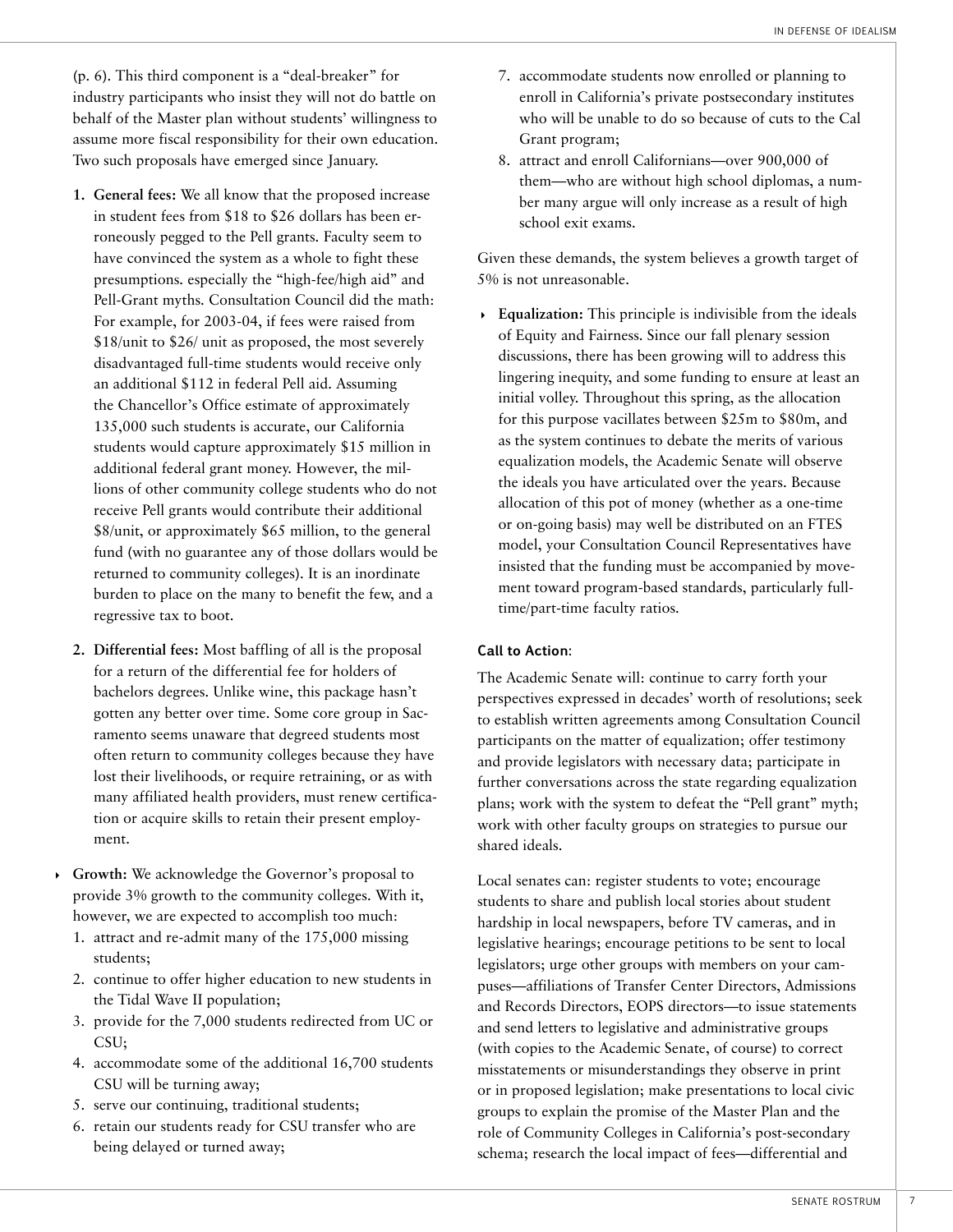(p. 6). This third component is a "deal-breaker" for industry participants who insist they will not do battle on behalf of the Master plan without students' willingness to assume more fiscal responsibility for their own education. Two such proposals have emerged since January.

1. **General fees:** We all know that the proposed increase in student fees from $18 to $26 dollars has been erroneously pegged to the Pell grants. Faculty seem to have convinced the system as a whole to fight these presumptions. especially the "high-fee/high aid" and Pell-Grant myths. Consultation Council did the math: For example, for 2003-04, if fees were raised from $18/unit to $26/ unit as proposed, the most severely disadvantaged full-time students would receive only an additional $112 in federal Pell aid. Assuming the Chancellor's Office estimate of approximately 135,000 such students is accurate, our California students would capture approximately $15 million in additional federal grant money. However, the millions of other community college students who do not receive Pell grants would contribute their additional $8/unit, or approximately $65 million, to the general fund (with no guarantee any of those dollars would be returned to community colleges). It is an inordinate burden to place on the many to benefit the few, and a regressive tax to boot.

2. **Differential fees:** Most baffling of all is the proposal for a return of the differential fee for holders of bachelors degrees. Unlike wine, this package hasn't gotten any better over time. Some core group in Sacramento seems unaware that degreed students most often return to community colleges because they have lost their livelihoods, or require retraining, or as with many affiliated health providers, must renew certification or acquire skills to retain their present employment.

- **Growth:** We acknowledge the Governor's proposal to provide 3% growth to the community colleges. With it, however, we are expected to accomplish too much:
  1. attract and re-admit many of the 175,000 missing students;
  2. continue to offer higher education to new students in the Tidal Wave II population;
  3. provide for the 7,000 students redirected from UC or CSU;
  4. accommodate some of the additional 16,700 students CSU will be turning away;
  5. serve our continuing, traditional students;
  6. retain our students ready for CSU transfer who are being delayed or turned away;
  7. accommodate students now enrolled or planning to enroll in California's private postsecondary institutes who will be unable to do so because of cuts to the Cal Grant program;
  8. attract and enroll Californians—over 900,000 of them—who are without high school diplomas, a number many argue will only increase as a result of high school exit exams.

Given these demands, the system believes a growth target of 5% is not unreasonable.

- **Equalization:** This principle is indivisible from the ideals of Equity and Fairness. Since our fall plenary session discussions, there has been growing will to address this lingering inequity, and some funding to ensure at least an initial volley. Throughout this spring, as the allocation for this purpose vacillates between $25m to $80m, and as the system continues to debate the merits of various equalization models, the Academic Senate will observe the ideals you have articulated over the years. Because allocation of this pot of money (whether as a one-time or on-going basis) may well be distributed on an FTES model, your Consultation Council Representatives have insisted that the funding must be accompanied by movement toward program-based standards, particularly full-time/part-time faculty ratios.

**Call to Action**:

The Academic Senate will: continue to carry forth your perspectives expressed in decades' worth of resolutions; seek to establish written agreements among Consultation Council participants on the matter of equalization; offer testimony and provide legislators with necessary data; participate in further conversations across the state regarding equalization plans; work with the system to defeat the "Pell grant" myth; work with other faculty groups on strategies to pursue our shared ideals.

Local senates can: register students to vote; encourage students to share and publish local stories about student hardship in local newspapers, before TV cameras, and in legislative hearings; encourage petitions to be sent to local legislators; urge other groups with members on your campuses—affiliations of Transfer Center Directors, Admissions and Records Directors, EOPS directors—to issue statements and send letters to legislative and administrative groups (with copies to the Academic Senate, of course) to correct misstatements or misunderstandings they observe in print or in proposed legislation; make presentations to local civic groups to explain the promise of the Master Plan and the role of Community Colleges in California's post-secondary schema; research the local impact of fees—differential and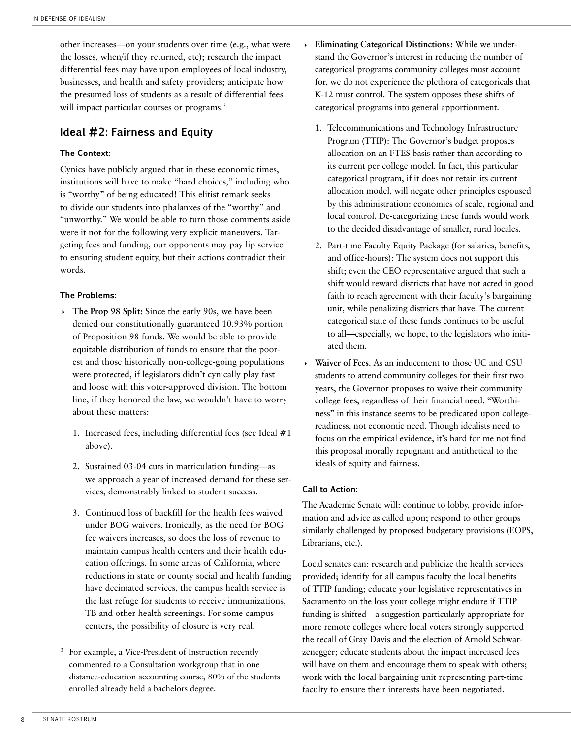other increases—on your students over time (e.g., what were the losses, when/if they returned, etc); research the impact differential fees may have upon employees of local industry, businesses, and health and safety providers; anticipate how the presumed loss of students as a result of differential fees will impact particular courses or programs.[3]

## Ideal #2: Fairness and Equity

### The Context:

Cynics have publicly argued that in these economic times, institutions will have to make "hard choices," including who is "worthy" of being educated! This elitist remark seeks to divide our students into phalanxes of the "worthy" and "unworthy." We would be able to turn those comments aside were it not for the following very explicit maneuvers. Targeting fees and funding, our opponents may pay lip service to ensuring student equity, but their actions contradict their words.

### The Problems:

- **The Prop 98 Split:** Since the early 90s, we have been denied our constitutionally guaranteed 10.93% portion of Proposition 98 funds. We would be able to provide equitable distribution of funds to ensure that the poorest and those historically non-college-going populations were protected, if legislators didn't cynically play fast and loose with this voter-approved division. The bottom line, if they honored the law, we wouldn't have to worry about these matters:
  1. Increased fees, including differential fees (see Ideal #1 above).
  2. Sustained 03-04 cuts in matriculation funding—as we approach a year of increased demand for these services, demonstrably linked to student success.
  3. Continued loss of backfill for the health fees waived under BOG waivers. Ironically, as the need for BOG fee waivers increases, so does the loss of revenue to maintain campus health centers and their health education offerings. In some areas of California, where reductions in state or county social and health funding have decimated services, the campus health service is the last refuge for students to receive immunizations, TB and other health screenings. For some campus centers, the possibility of closure is very real.
- **Eliminating Categorical Distinctions:** While we understand the Governor's interest in reducing the number of categorical programs community colleges must account for, we do not experience the plethora of categoricals that K-12 must control. The system opposes these shifts of categorical programs into general apportionment.
  1. Telecommunications and Technology Infrastructure Program (TTIP): The Governor's budget proposes allocation on an FTES basis rather than according to its current per college model. In fact, this particular categorical program, if it does not retain its current allocation model, will negate other principles espoused by this administration: economies of scale, regional and local control. De-categorizing these funds would work to the decided disadvantage of smaller, rural locales.
  2. Part-time Faculty Equity Package (for salaries, benefits, and office-hours): The system does not support this shift; even the CEO representative argued that such a shift would reward districts that have not acted in good faith to reach agreement with their faculty's bargaining unit, while penalizing districts that have. The current categorical state of these funds continues to be useful to all—especially, we hope, to the legislators who initiated them.
- **Waiver of Fees**. As an inducement to those UC and CSU students to attend community colleges for their first two years, the Governor proposes to waive their community college fees, regardless of their financial need. "Worthiness" in this instance seems to be predicated upon college-readiness, not economic need. Though idealists need to focus on the empirical evidence, it's hard for me not find this proposal morally repugnant and antithetical to the ideals of equity and fairness.

### Call to Action:

The Academic Senate will: continue to lobby, provide information and advice as called upon; respond to other groups similarly challenged by proposed budgetary provisions (EOPS, Librarians, etc.).

Local senates can: research and publicize the health services provided; identify for all campus faculty the local benefits of TTIP funding; educate your legislative representatives in Sacramento on the loss your college might endure if TTIP funding is shifted—a suggestion particularly appropriate for more remote colleges where local voters strongly supported the recall of Gray Davis and the election of Arnold Schwarzenegger; educate students about the impact increased fees will have on them and encourage them to speak with others; work with the local bargaining unit representing part-time faculty to ensure their interests have been negotiated.

---

[3] For example, a Vice-President of Instruction recently commented to a Consultation workgroup that in one distance-education accounting course, 80% of the students enrolled already held a bachelors degree.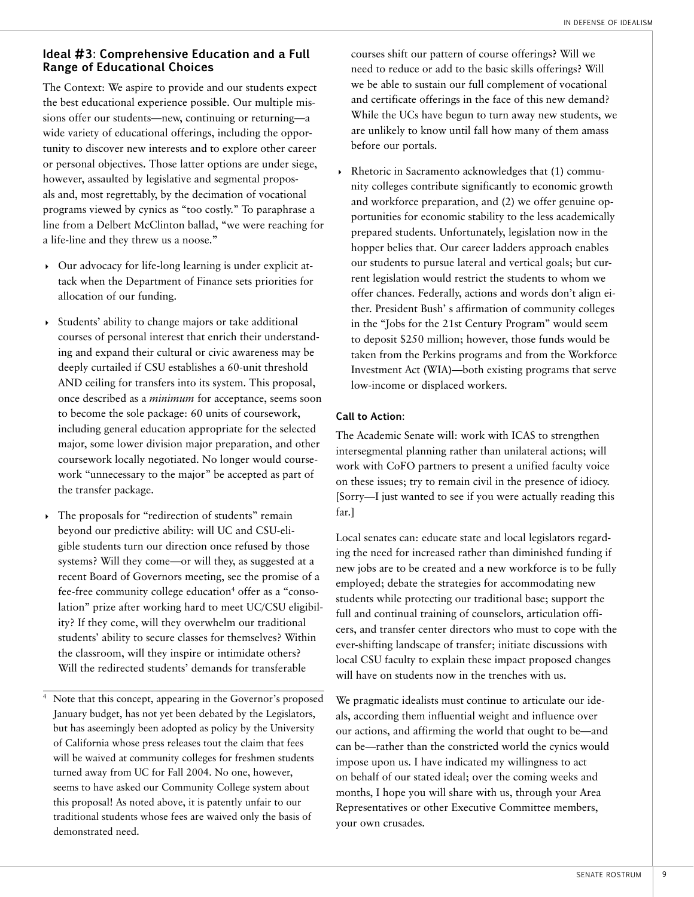### Ideal #3: Comprehensive Education and a Full Range of Educational Choices

The Context: We aspire to provide and our students expect the best educational experience possible. Our multiple missions offer our students—new, continuing or returning—a wide variety of educational offerings, including the opportunity to discover new interests and to explore other career or personal objectives. Those latter options are under siege, however, assaulted by legislative and segmental proposals and, most regrettably, by the decimation of vocational programs viewed by cynics as "too costly." To paraphrase a line from a Delbert McClinton ballad, "we were reaching for a life-line and they threw us a noose."

- Our advocacy for life-long learning is under explicit attack when the Department of Finance sets priorities for allocation of our funding.
- Students' ability to change majors or take additional courses of personal interest that enrich their understanding and expand their cultural or civic awareness may be deeply curtailed if CSU establishes a 60-unit threshold AND ceiling for transfers into its system. This proposal, once described as a ***minimum*** for acceptance, seems soon to become the sole package: 60 units of coursework, including general education appropriate for the selected major, some lower division major preparation, and other coursework locally negotiated. No longer would coursework "unnecessary to the major" be accepted as part of the transfer package.
- The proposals for "redirection of students" remain beyond our predictive ability: will UC and CSU-eligible students turn our direction once refused by those systems? Will they come—or will they, as suggested at a recent Board of Governors meeting, see the promise of a fee-free community college education[4] offer as a "consolation" prize after working hard to meet UC/CSU eligibility? If they come, will they overwhelm our traditional students' ability to secure classes for themselves? Within the classroom, will they inspire or intimidate others? Will the redirected students' demands for transferable courses shift our pattern of course offerings? Will we need to reduce or add to the basic skills offerings? Will we be able to sustain our full complement of vocational and certificate offerings in the face of this new demand? While the UCs have begun to turn away new students, we are unlikely to know until fall how many of them amass before our portals.
- Rhetoric in Sacramento acknowledges that (1) community colleges contribute significantly to economic growth and workforce preparation, and (2) we offer genuine opportunities for economic stability to the less academically prepared students. Unfortunately, legislation now in the hopper belies that. Our career ladders approach enables our students to pursue lateral and vertical goals; but current legislation would restrict the students to whom we offer chances. Federally, actions and words don't align either. President Bush' s affirmation of community colleges in the "Jobs for the 21st Century Program" would seem to deposit $250 million; however, those funds would be taken from the Perkins programs and from the Workforce Investment Act (WIA)—both existing programs that serve low-income or displaced workers.

**Call to Action**:

The Academic Senate will: work with ICAS to strengthen intersegmental planning rather than unilateral actions; will work with CoFO partners to present a unified faculty voice on these issues; try to remain civil in the presence of idiocy. [Sorry—I just wanted to see if you were actually reading this far.]

Local senates can: educate state and local legislators regarding the need for increased rather than diminished funding if new jobs are to be created and a new workforce is to be fully employed; debate the strategies for accommodating new students while protecting our traditional base; support the full and continual training of counselors, articulation officers, and transfer center directors who must to cope with the ever-shifting landscape of transfer; initiate discussions with local CSU faculty to explain these impact proposed changes will have on students now in the trenches with us.

We pragmatic idealists must continue to articulate our ideals, according them influential weight and influence over our actions, and affirming the world that ought to be—and can be—rather than the constricted world the cynics would impose upon us. I have indicated my willingness to act on behalf of our stated ideal; over the coming weeks and months, I hope you will share with us, through your Area Representatives or other Executive Committee members, your own crusades.

---

[4] Note that this concept, appearing in the Governor's proposed January budget, has not yet been debated by the Legislators, but has aseemingly been adopted as policy by the University of California whose press releases tout the claim that fees will be waived at community colleges for freshmen students turned away from UC for Fall 2004. No one, however, seems to have asked our Community College system about this proposal! As noted above, it is patently unfair to our traditional students whose fees are waived only the basis of demonstrated need.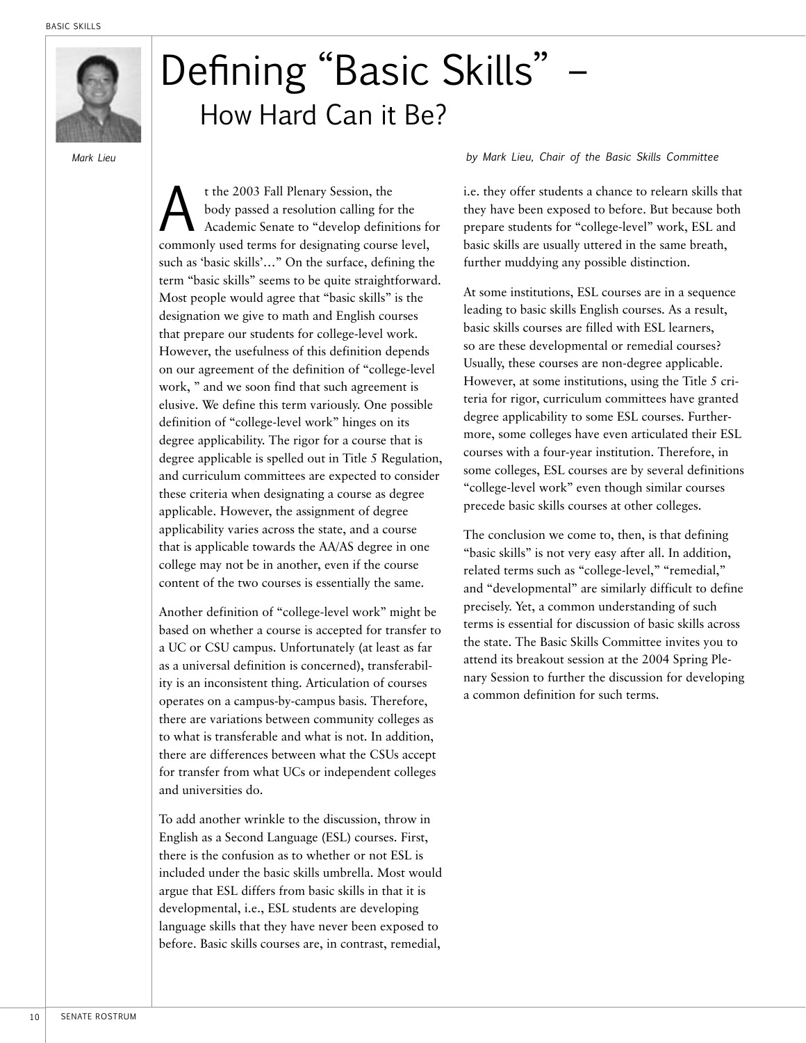# Defining "Basic Skills" – How Hard Can it Be?

Mark Lieu

*by Mark Lieu, Chair of the Basic Skills Committee*

At the 2003 Fall Plenary Session, the body passed a resolution calling for the Academic Senate to "develop definitions for commonly used terms for designating course level, such as 'basic skills'…" On the surface, defining the term "basic skills" seems to be quite straightforward. Most people would agree that "basic skills" is the designation we give to math and English courses that prepare our students for college-level work. However, the usefulness of this definition depends on our agreement of the definition of "college-level work, " and we soon find that such agreement is elusive. We define this term variously. One possible definition of "college-level work" hinges on its degree applicability. The rigor for a course that is degree applicable is spelled out in Title 5 Regulation, and curriculum committees are expected to consider these criteria when designating a course as degree applicable. However, the assignment of degree applicability varies across the state, and a course that is applicable towards the AA/AS degree in one college may not be in another, even if the course content of the two courses is essentially the same.

Another definition of "college-level work" might be based on whether a course is accepted for transfer to a UC or CSU campus. Unfortunately (at least as far as a universal definition is concerned), transferability is an inconsistent thing. Articulation of courses operates on a campus-by-campus basis. Therefore, there are variations between community colleges as to what is transferable and what is not. In addition, there are differences between what the CSUs accept for transfer from what UCs or independent colleges and universities do.

To add another wrinkle to the discussion, throw in English as a Second Language (ESL) courses. First, there is the confusion as to whether or not ESL is included under the basic skills umbrella. Most would argue that ESL differs from basic skills in that it is developmental, i.e., ESL students are developing language skills that they have never been exposed to before. Basic skills courses are, in contrast, remedial, i.e. they offer students a chance to relearn skills that they have been exposed to before. But because both prepare students for "college-level" work, ESL and basic skills are usually uttered in the same breath, further muddying any possible distinction.

At some institutions, ESL courses are in a sequence leading to basic skills English courses. As a result, basic skills courses are filled with ESL learners, so are these developmental or remedial courses? Usually, these courses are non-degree applicable. However, at some institutions, using the Title 5 criteria for rigor, curriculum committees have granted degree applicability to some ESL courses. Furthermore, some colleges have even articulated their ESL courses with a four-year institution. Therefore, in some colleges, ESL courses are by several definitions "college-level work" even though similar courses precede basic skills courses at other colleges.

The conclusion we come to, then, is that defining "basic skills" is not very easy after all. In addition, related terms such as "college-level," "remedial," and "developmental" are similarly difficult to define precisely. Yet, a common understanding of such terms is essential for discussion of basic skills across the state. The Basic Skills Committee invites you to attend its breakout session at the 2004 Spring Plenary Session to further the discussion for developing a common definition for such terms.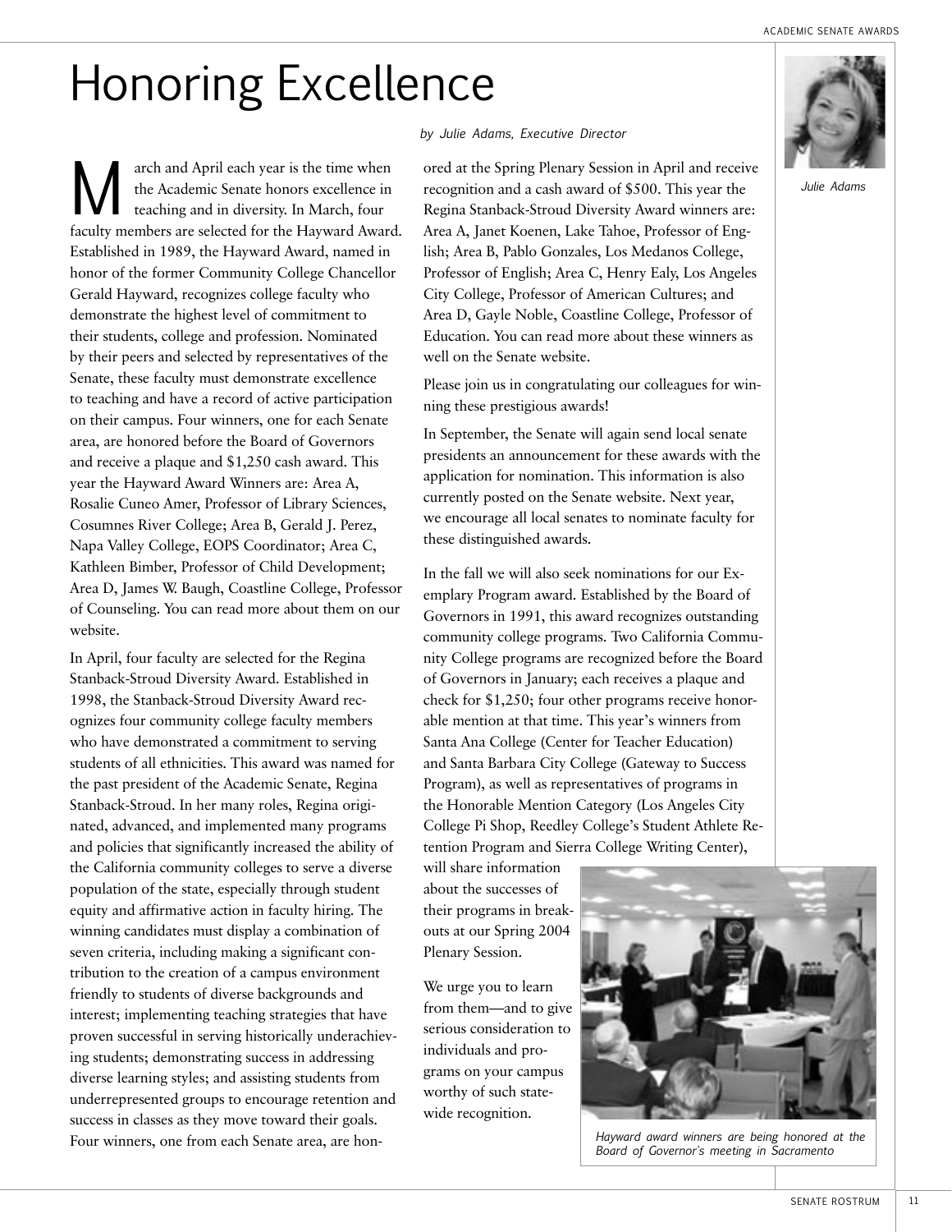# Honoring Excellence

*by Julie Adams, Executive Director*

*Julie Adams*

March and April each year is the time when the Academic Senate honors excellence in teaching and in diversity. In March, four faculty members are selected for the Hayward Award. Established in 1989, the Hayward Award, named in honor of the former Community College Chancellor Gerald Hayward, recognizes college faculty who demonstrate the highest level of commitment to their students, college and profession. Nominated by their peers and selected by representatives of the Senate, these faculty must demonstrate excellence to teaching and have a record of active participation on their campus. Four winners, one for each Senate area, are honored before the Board of Governors and receive a plaque and $1,250 cash award. This year the Hayward Award Winners are: Area A, Rosalie Cuneo Amer, Professor of Library Sciences, Cosumnes River College; Area B, Gerald J. Perez, Napa Valley College, EOPS Coordinator; Area C, Kathleen Bimber, Professor of Child Development; Area D, James W. Baugh, Coastline College, Professor of Counseling. You can read more about them on our website.

In April, four faculty are selected for the Regina Stanback-Stroud Diversity Award. Established in 1998, the Stanback-Stroud Diversity Award recognizes four community college faculty members who have demonstrated a commitment to serving students of all ethnicities. This award was named for the past president of the Academic Senate, Regina Stanback-Stroud. In her many roles, Regina originated, advanced, and implemented many programs and policies that significantly increased the ability of the California community colleges to serve a diverse population of the state, especially through student equity and affirmative action in faculty hiring. The winning candidates must display a combination of seven criteria, including making a significant contribution to the creation of a campus environment friendly to students of diverse backgrounds and interest; implementing teaching strategies that have proven successful in serving historically underachieving students; demonstrating success in addressing diverse learning styles; and assisting students from underrepresented groups to encourage retention and success in classes as they move toward their goals. Four winners, one from each Senate area, are honored at the Spring Plenary Session in April and receive recognition and a cash award of $500. This year the Regina Stanback-Stroud Diversity Award winners are: Area A, Janet Koenen, Lake Tahoe, Professor of English; Area B, Pablo Gonzales, Los Medanos College, Professor of English; Area C, Henry Ealy, Los Angeles City College, Professor of American Cultures; and Area D, Gayle Noble, Coastline College, Professor of Education. You can read more about these winners as well on the Senate website.

Please join us in congratulating our colleagues for winning these prestigious awards!

In September, the Senate will again send local senate presidents an announcement for these awards with the application for nomination. This information is also currently posted on the Senate website. Next year, we encourage all local senates to nominate faculty for these distinguished awards.

In the fall we will also seek nominations for our Exemplary Program award. Established by the Board of Governors in 1991, this award recognizes outstanding community college programs. Two California Community College programs are recognized before the Board of Governors in January; each receives a plaque and check for $1,250; four other programs receive honorable mention at that time. This year's winners from Santa Ana College (Center for Teacher Education) and Santa Barbara City College (Gateway to Success Program), as well as representatives of programs in the Honorable Mention Category (Los Angeles City College Pi Shop, Reedley College's Student Athlete Retention Program and Sierra College Writing Center), will share information about the successes of their programs in breakouts at our Spring 2004 Plenary Session.

We urge you to learn from them—and to give serious consideration to individuals and programs on your campus worthy of such statewide recognition.

*Hayward award winners are being honored at the Board of Governor's meeting in Sacramento*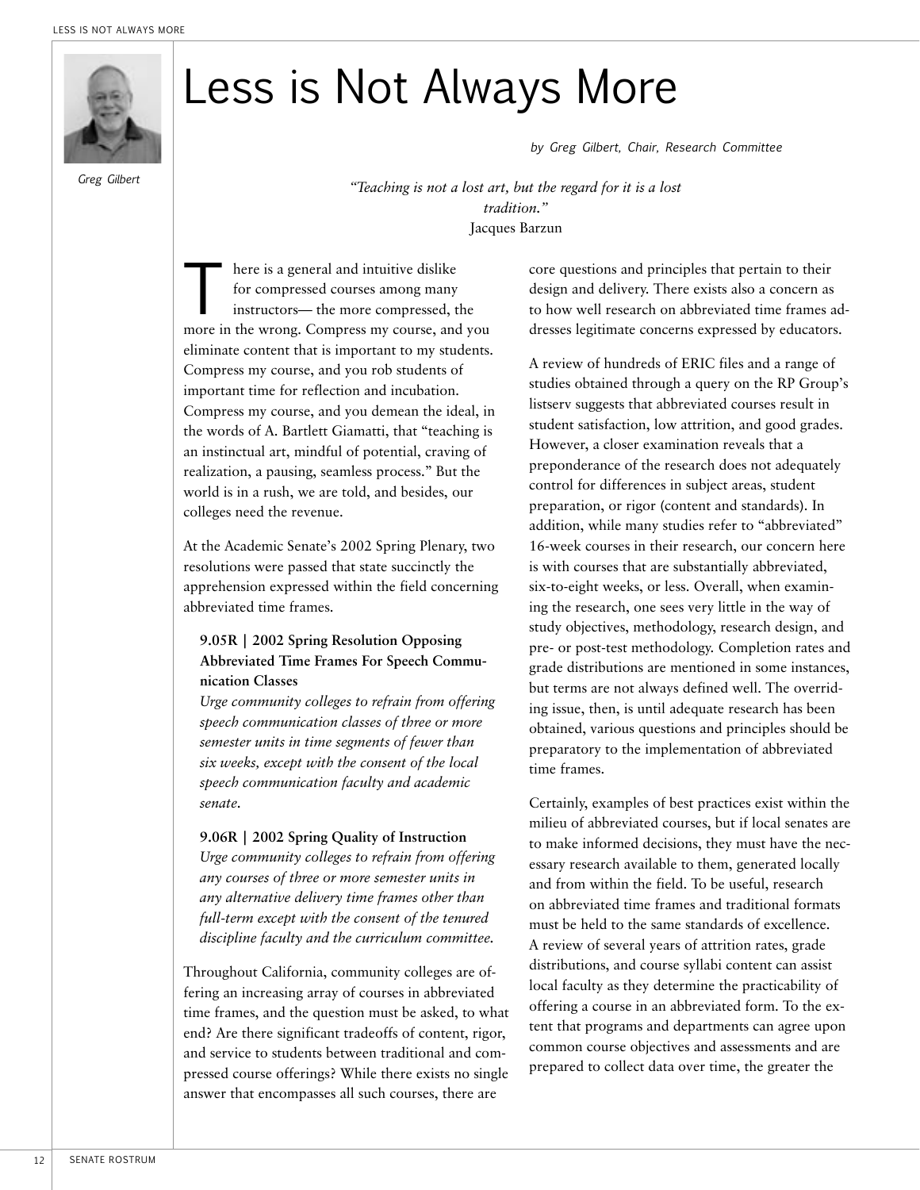# Less is Not Always More

*by Greg Gilbert, Chair, Research Committee*

Greg Gilbert

*"Teaching is not a lost art, but the regard for it is a lost tradition."*
Jacques Barzun

There is a general and intuitive dislike for compressed courses among many instructors— the more compressed, the more in the wrong. Compress my course, and you eliminate content that is important to my students. Compress my course, and you rob students of important time for reflection and incubation. Compress my course, and you demean the ideal, in the words of A. Bartlett Giamatti, that "teaching is an instinctual art, mindful of potential, craving of realization, a pausing, seamless process." But the world is in a rush, we are told, and besides, our colleges need the revenue.

At the Academic Senate's 2002 Spring Plenary, two resolutions were passed that state succinctly the apprehension expressed within the field concerning abbreviated time frames.

**9.05R | 2002 Spring Resolution Opposing Abbreviated Time Frames For Speech Communication Classes**
*Urge community colleges to refrain from offering speech communication classes of three or more semester units in time segments of fewer than six weeks, except with the consent of the local speech communication faculty and academic senate.*

**9.06R | 2002 Spring Quality of Instruction**
*Urge community colleges to refrain from offering any courses of three or more semester units in any alternative delivery time frames other than full-term except with the consent of the tenured discipline faculty and the curriculum committee.*

Throughout California, community colleges are offering an increasing array of courses in abbreviated time frames, and the question must be asked, to what end? Are there significant tradeoffs of content, rigor, and service to students between traditional and compressed course offerings? While there exists no single answer that encompasses all such courses, there are core questions and principles that pertain to their design and delivery. There exists also a concern as to how well research on abbreviated time frames addresses legitimate concerns expressed by educators.

A review of hundreds of ERIC files and a range of studies obtained through a query on the RP Group's listserv suggests that abbreviated courses result in student satisfaction, low attrition, and good grades. However, a closer examination reveals that a preponderance of the research does not adequately control for differences in subject areas, student preparation, or rigor (content and standards). In addition, while many studies refer to "abbreviated" 16-week courses in their research, our concern here is with courses that are substantially abbreviated, six-to-eight weeks, or less. Overall, when examining the research, one sees very little in the way of study objectives, methodology, research design, and pre- or post-test methodology. Completion rates and grade distributions are mentioned in some instances, but terms are not always defined well. The overriding issue, then, is until adequate research has been obtained, various questions and principles should be preparatory to the implementation of abbreviated time frames.

Certainly, examples of best practices exist within the milieu of abbreviated courses, but if local senates are to make informed decisions, they must have the necessary research available to them, generated locally and from within the field. To be useful, research on abbreviated time frames and traditional formats must be held to the same standards of excellence. A review of several years of attrition rates, grade distributions, and course syllabi content can assist local faculty as they determine the practicability of offering a course in an abbreviated form. To the extent that programs and departments can agree upon common course objectives and assessments and are prepared to collect data over time, the greater the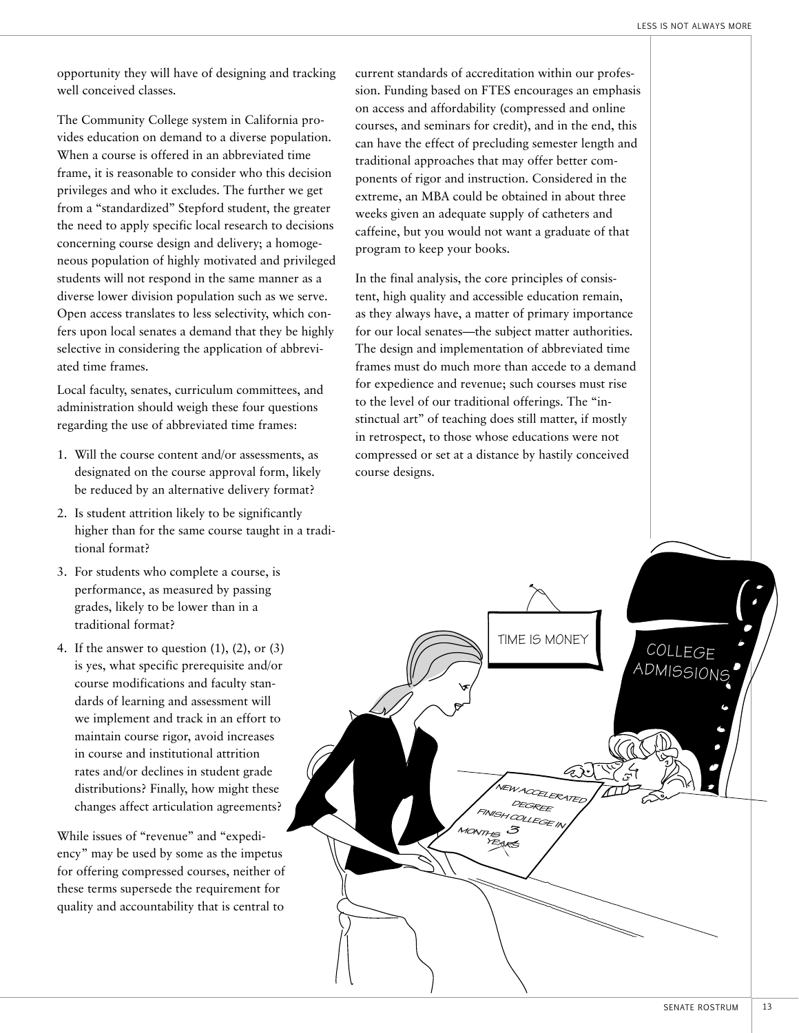opportunity they will have of designing and tracking well conceived classes.

The Community College system in California provides education on demand to a diverse population. When a course is offered in an abbreviated time frame, it is reasonable to consider who this decision privileges and who it excludes. The further we get from a "standardized" Stepford student, the greater the need to apply specific local research to decisions concerning course design and delivery; a homogeneous population of highly motivated and privileged students will not respond in the same manner as a diverse lower division population such as we serve. Open access translates to less selectivity, which confers upon local senates a demand that they be highly selective in considering the application of abbreviated time frames.

Local faculty, senates, curriculum committees, and administration should weigh these four questions regarding the use of abbreviated time frames:

1. Will the course content and/or assessments, as designated on the course approval form, likely be reduced by an alternative delivery format?
2. Is student attrition likely to be significantly higher than for the same course taught in a traditional format?
3. For students who complete a course, is performance, as measured by passing grades, likely to be lower than in a traditional format?
4. If the answer to question (1), (2), or (3) is yes, what specific prerequisite and/or course modifications and faculty standards of learning and assessment will we implement and track in an effort to maintain course rigor, avoid increases in course and institutional attrition rates and/or declines in student grade distributions? Finally, how might these changes affect articulation agreements?

While issues of "revenue" and "expediency" may be used by some as the impetus for offering compressed courses, neither of these terms supersede the requirement for quality and accountability that is central to current standards of accreditation within our profession. Funding based on FTES encourages an emphasis on access and affordability (compressed and online courses, and seminars for credit), and in the end, this can have the effect of precluding semester length and traditional approaches that may offer better components of rigor and instruction. Considered in the extreme, an MBA could be obtained in about three weeks given an adequate supply of catheters and caffeine, but you would not want a graduate of that program to keep your books.

In the final analysis, the core principles of consistent, high quality and accessible education remain, as they always have, a matter of primary importance for our local senates—the subject matter authorities. The design and implementation of abbreviated time frames must do much more than accede to a demand for expedience and revenue; such courses must rise to the level of our traditional offerings. The "instinctual art" of teaching does still matter, if mostly in retrospect, to those whose educations were not compressed or set at a distance by hastily conceived course designs.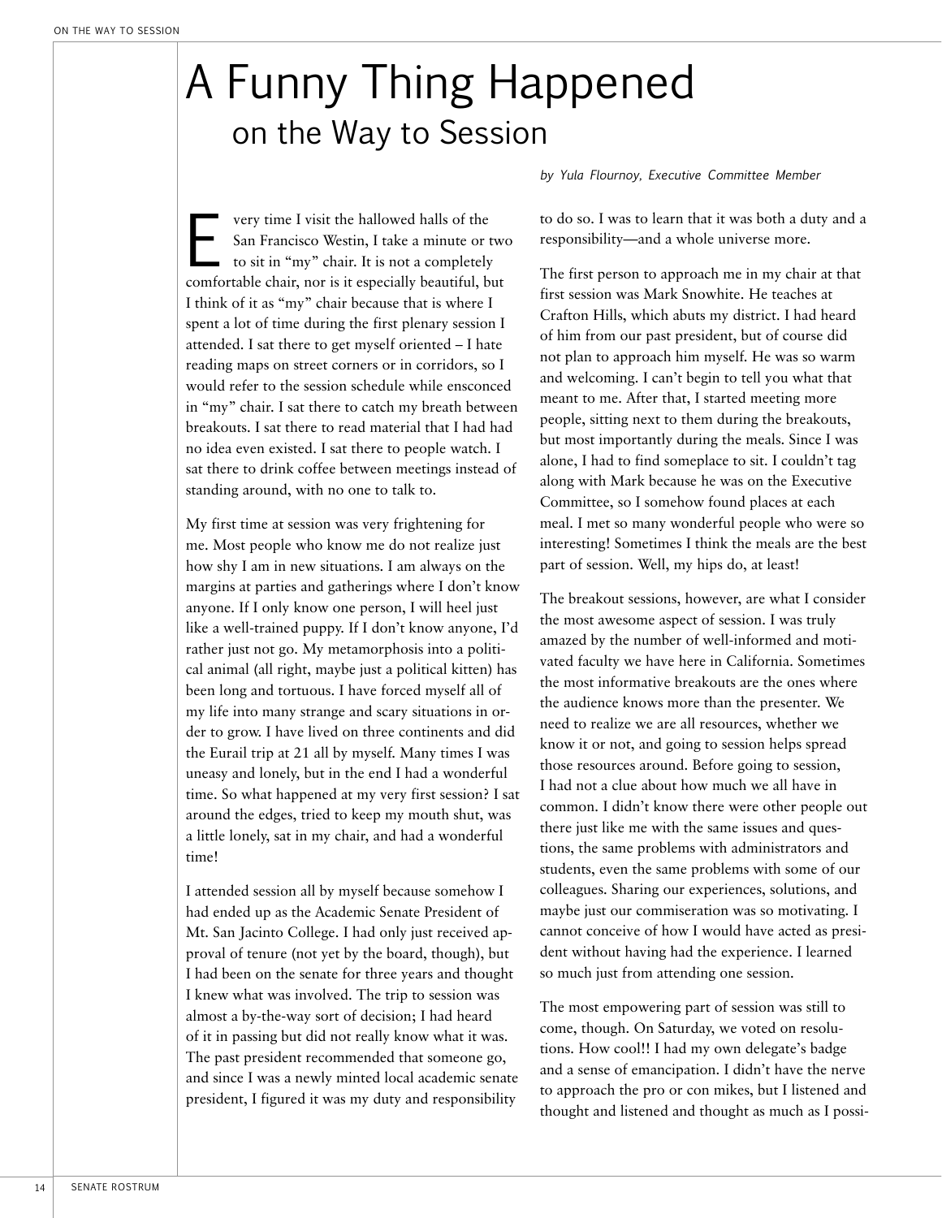# A Funny Thing Happened on the Way to Session

*by Yula Flournoy, Executive Committee Member*

Every time I visit the hallowed halls of the San Francisco Westin, I take a minute or two to sit in "my" chair. It is not a completely comfortable chair, nor is it especially beautiful, but I think of it as "my" chair because that is where I spent a lot of time during the first plenary session I attended. I sat there to get myself oriented – I hate reading maps on street corners or in corridors, so I would refer to the session schedule while ensconced in "my" chair. I sat there to catch my breath between breakouts. I sat there to read material that I had had no idea even existed. I sat there to people watch. I sat there to drink coffee between meetings instead of standing around, with no one to talk to.

My first time at session was very frightening for me. Most people who know me do not realize just how shy I am in new situations. I am always on the margins at parties and gatherings where I don't know anyone. If I only know one person, I will heel just like a well-trained puppy. If I don't know anyone, I'd rather just not go. My metamorphosis into a political animal (all right, maybe just a political kitten) has been long and tortuous. I have forced myself all of my life into many strange and scary situations in order to grow. I have lived on three continents and did the Eurail trip at 21 all by myself. Many times I was uneasy and lonely, but in the end I had a wonderful time. So what happened at my very first session? I sat around the edges, tried to keep my mouth shut, was a little lonely, sat in my chair, and had a wonderful time!

I attended session all by myself because somehow I had ended up as the Academic Senate President of Mt. San Jacinto College. I had only just received approval of tenure (not yet by the board, though), but I had been on the senate for three years and thought I knew what was involved. The trip to session was almost a by-the-way sort of decision; I had heard of it in passing but did not really know what it was. The past president recommended that someone go, and since I was a newly minted local academic senate president, I figured it was my duty and responsibility to do so. I was to learn that it was both a duty and a responsibility—and a whole universe more.

The first person to approach me in my chair at that first session was Mark Snowhite. He teaches at Crafton Hills, which abuts my district. I had heard of him from our past president, but of course did not plan to approach him myself. He was so warm and welcoming. I can't begin to tell you what that meant to me. After that, I started meeting more people, sitting next to them during the breakouts, but most importantly during the meals. Since I was alone, I had to find someplace to sit. I couldn't tag along with Mark because he was on the Executive Committee, so I somehow found places at each meal. I met so many wonderful people who were so interesting! Sometimes I think the meals are the best part of session. Well, my hips do, at least!

The breakout sessions, however, are what I consider the most awesome aspect of session. I was truly amazed by the number of well-informed and motivated faculty we have here in California. Sometimes the most informative breakouts are the ones where the audience knows more than the presenter. We need to realize we are all resources, whether we know it or not, and going to session helps spread those resources around. Before going to session, I had not a clue about how much we all have in common. I didn't know there were other people out there just like me with the same issues and questions, the same problems with administrators and students, even the same problems with some of our colleagues. Sharing our experiences, solutions, and maybe just our commiseration was so motivating. I cannot conceive of how I would have acted as president without having had the experience. I learned so much just from attending one session.

The most empowering part of session was still to come, though. On Saturday, we voted on resolutions. How cool!! I had my own delegate's badge and a sense of emancipation. I didn't have the nerve to approach the pro or con mikes, but I listened and thought and listened and thought as much as I possi-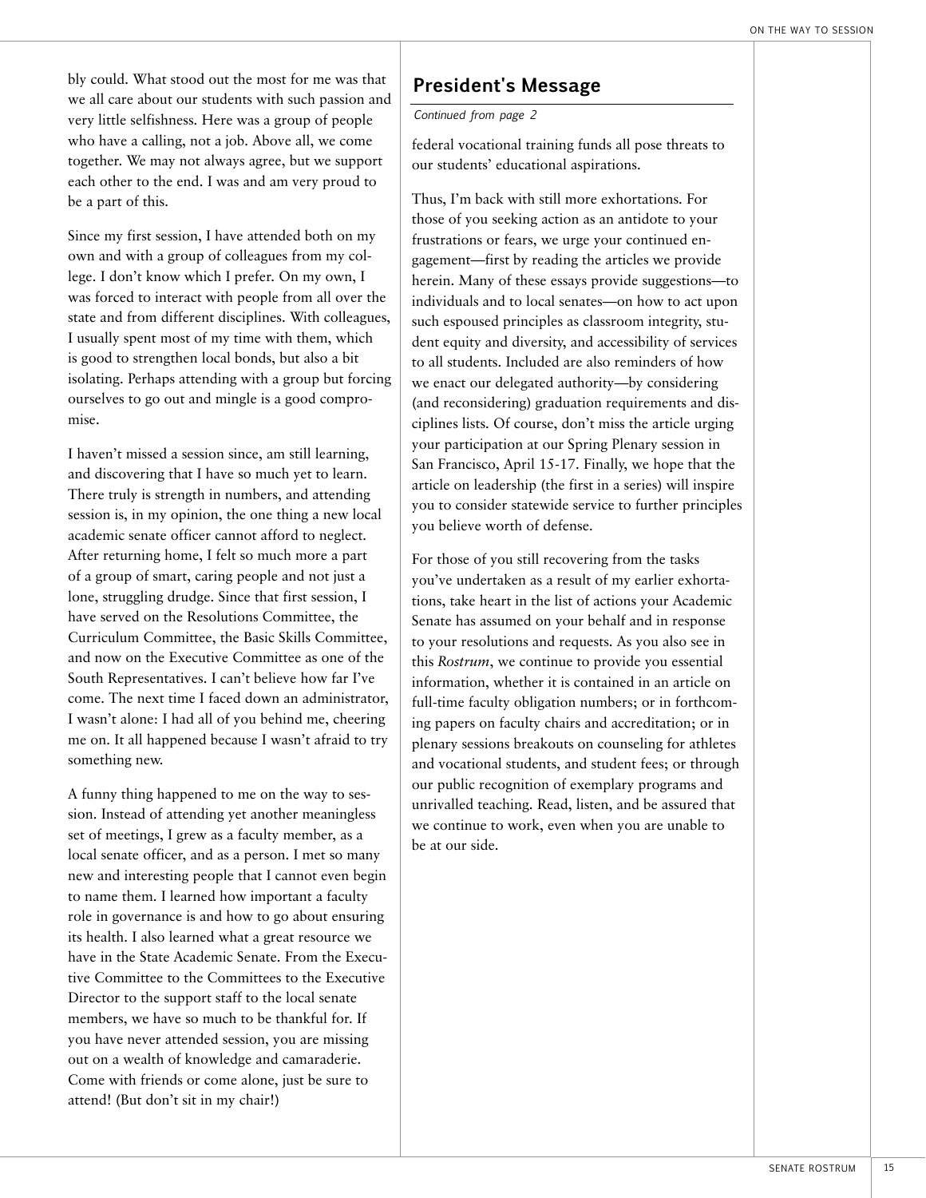bly could. What stood out the most for me was that we all care about our students with such passion and very little selfishness. Here was a group of people who have a calling, not a job. Above all, we come together. We may not always agree, but we support each other to the end. I was and am very proud to be a part of this.

Since my first session, I have attended both on my own and with a group of colleagues from my college. I don't know which I prefer. On my own, I was forced to interact with people from all over the state and from different disciplines. With colleagues, I usually spent most of my time with them, which is good to strengthen local bonds, but also a bit isolating. Perhaps attending with a group but forcing ourselves to go out and mingle is a good compromise.

I haven't missed a session since, am still learning, and discovering that I have so much yet to learn. There truly is strength in numbers, and attending session is, in my opinion, the one thing a new local academic senate officer cannot afford to neglect. After returning home, I felt so much more a part of a group of smart, caring people and not just a lone, struggling drudge. Since that first session, I have served on the Resolutions Committee, the Curriculum Committee, the Basic Skills Committee, and now on the Executive Committee as one of the South Representatives. I can't believe how far I've come. The next time I faced down an administrator, I wasn't alone: I had all of you behind me, cheering me on. It all happened because I wasn't afraid to try something new.

A funny thing happened to me on the way to session. Instead of attending yet another meaningless set of meetings, I grew as a faculty member, as a local senate officer, and as a person. I met so many new and interesting people that I cannot even begin to name them. I learned how important a faculty role in governance is and how to go about ensuring its health. I also learned what a great resource we have in the State Academic Senate. From the Executive Committee to the Committees to the Executive Director to the support staff to the local senate members, we have so much to be thankful for. If you have never attended session, you are missing out on a wealth of knowledge and camaraderie. Come with friends or come alone, just be sure to attend! (But don't sit in my chair!)

## President's Message

*Continued from page 2*

federal vocational training funds all pose threats to our students' educational aspirations.

Thus, I'm back with still more exhortations. For those of you seeking action as an antidote to your frustrations or fears, we urge your continued engagement—first by reading the articles we provide herein. Many of these essays provide suggestions—to individuals and to local senates—on how to act upon such espoused principles as classroom integrity, student equity and diversity, and accessibility of services to all students. Included are also reminders of how we enact our delegated authority—by considering (and reconsidering) graduation requirements and disciplines lists. Of course, don't miss the article urging your participation at our Spring Plenary session in San Francisco, April 15-17. Finally, we hope that the article on leadership (the first in a series) will inspire you to consider statewide service to further principles you believe worth of defense.

For those of you still recovering from the tasks you've undertaken as a result of my earlier exhortations, take heart in the list of actions your Academic Senate has assumed on your behalf and in response to your resolutions and requests. As you also see in this *Rostrum*, we continue to provide you essential information, whether it is contained in an article on full-time faculty obligation numbers; or in forthcoming papers on faculty chairs and accreditation; or in plenary sessions breakouts on counseling for athletes and vocational students, and student fees; or through our public recognition of exemplary programs and unrivalled teaching. Read, listen, and be assured that we continue to work, even when you are unable to be at our side.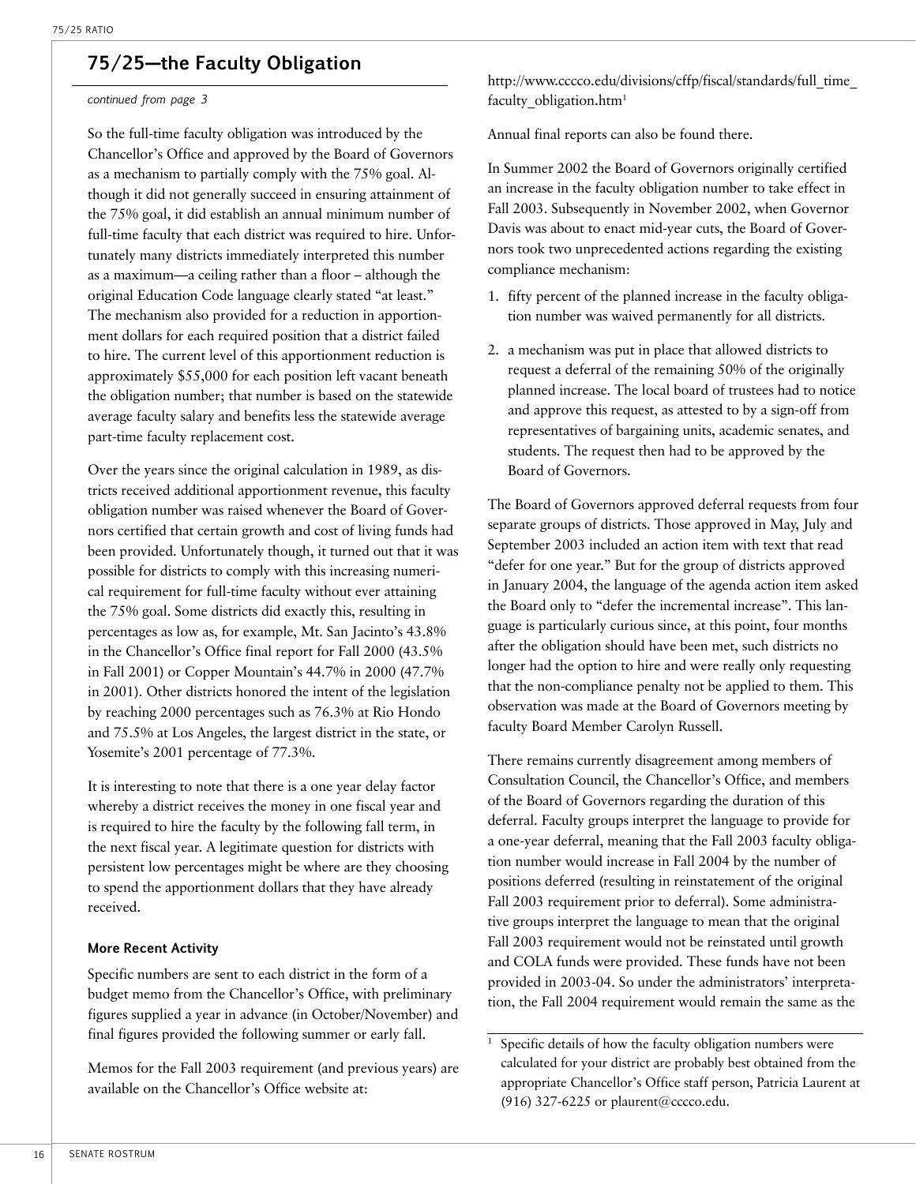## 75/25—the Faculty Obligation

*continued from page 3*

So the full-time faculty obligation was introduced by the Chancellor's Office and approved by the Board of Governors as a mechanism to partially comply with the 75% goal. Although it did not generally succeed in ensuring attainment of the 75% goal, it did establish an annual minimum number of full-time faculty that each district was required to hire. Unfortunately many districts immediately interpreted this number as a maximum—a ceiling rather than a floor – although the original Education Code language clearly stated "at least." The mechanism also provided for a reduction in apportionment dollars for each required position that a district failed to hire. The current level of this apportionment reduction is approximately $55,000 for each position left vacant beneath the obligation number; that number is based on the statewide average faculty salary and benefits less the statewide average part-time faculty replacement cost.

Over the years since the original calculation in 1989, as districts received additional apportionment revenue, this faculty obligation number was raised whenever the Board of Governors certified that certain growth and cost of living funds had been provided. Unfortunately though, it turned out that it was possible for districts to comply with this increasing numerical requirement for full-time faculty without ever attaining the 75% goal. Some districts did exactly this, resulting in percentages as low as, for example, Mt. San Jacinto's 43.8% in the Chancellor's Office final report for Fall 2000 (43.5% in Fall 2001) or Copper Mountain's 44.7% in 2000 (47.7% in 2001). Other districts honored the intent of the legislation by reaching 2000 percentages such as 76.3% at Rio Hondo and 75.5% at Los Angeles, the largest district in the state, or Yosemite's 2001 percentage of 77.3%.

It is interesting to note that there is a one year delay factor whereby a district receives the money in one fiscal year and is required to hire the faculty by the following fall term, in the next fiscal year. A legitimate question for districts with persistent low percentages might be where are they choosing to spend the apportionment dollars that they have already received.

### More Recent Activity

Specific numbers are sent to each district in the form of a budget memo from the Chancellor's Office, with preliminary figures supplied a year in advance (in October/November) and final figures provided the following summer or early fall.

Memos for the Fall 2003 requirement (and previous years) are available on the Chancellor's Office website at:

http://www.cccco.edu/divisions/cffp/fiscal/standards/full_time_faculty_obligation.htm[1]

Annual final reports can also be found there.

In Summer 2002 the Board of Governors originally certified an increase in the faculty obligation number to take effect in Fall 2003. Subsequently in November 2002, when Governor Davis was about to enact mid-year cuts, the Board of Governors took two unprecedented actions regarding the existing compliance mechanism:

1. fifty percent of the planned increase in the faculty obligation number was waived permanently for all districts.
2. a mechanism was put in place that allowed districts to request a deferral of the remaining 50% of the originally planned increase. The local board of trustees had to notice and approve this request, as attested to by a sign-off from representatives of bargaining units, academic senates, and students. The request then had to be approved by the Board of Governors.

The Board of Governors approved deferral requests from four separate groups of districts. Those approved in May, July and September 2003 included an action item with text that read "defer for one year." But for the group of districts approved in January 2004, the language of the agenda action item asked the Board only to "defer the incremental increase". This language is particularly curious since, at this point, four months after the obligation should have been met, such districts no longer had the option to hire and were really only requesting that the non-compliance penalty not be applied to them. This observation was made at the Board of Governors meeting by faculty Board Member Carolyn Russell.

There remains currently disagreement among members of Consultation Council, the Chancellor's Office, and members of the Board of Governors regarding the duration of this deferral. Faculty groups interpret the language to provide for a one-year deferral, meaning that the Fall 2003 faculty obligation number would increase in Fall 2004 by the number of positions deferred (resulting in reinstatement of the original Fall 2003 requirement prior to deferral). Some administrative groups interpret the language to mean that the original Fall 2003 requirement would not be reinstated until growth and COLA funds were provided. These funds have not been provided in 2003-04. So under the administrators' interpretation, the Fall 2004 requirement would remain the same as the

[1] Specific details of how the faculty obligation numbers were calculated for your district are probably best obtained from the appropriate Chancellor's Office staff person, Patricia Laurent at (916) 327-6225 or plaurent@cccco.edu.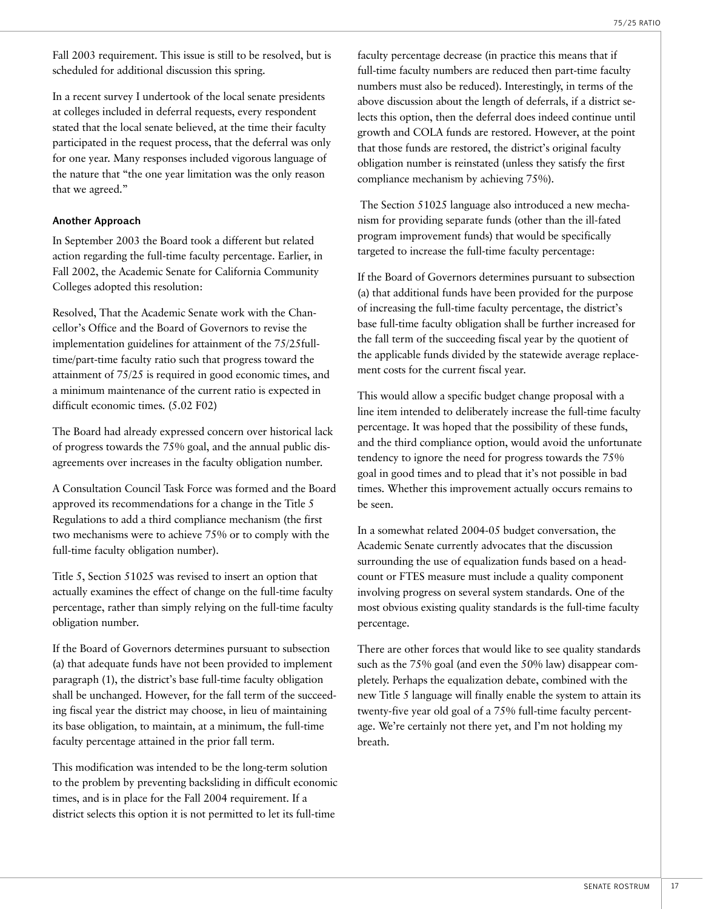Fall 2003 requirement. This issue is still to be resolved, but is scheduled for additional discussion this spring.

In a recent survey I undertook of the local senate presidents at colleges included in deferral requests, every respondent stated that the local senate believed, at the time their faculty participated in the request process, that the deferral was only for one year. Many responses included vigorous language of the nature that "the one year limitation was the only reason that we agreed."

### Another Approach

In September 2003 the Board took a different but related action regarding the full-time faculty percentage. Earlier, in Fall 2002, the Academic Senate for California Community Colleges adopted this resolution:

Resolved, That the Academic Senate work with the Chancellor's Office and the Board of Governors to revise the implementation guidelines for attainment of the 75/25full-time/part-time faculty ratio such that progress toward the attainment of 75/25 is required in good economic times, and a minimum maintenance of the current ratio is expected in difficult economic times. (5.02 F02)

The Board had already expressed concern over historical lack of progress towards the 75% goal, and the annual public disagreements over increases in the faculty obligation number.

A Consultation Council Task Force was formed and the Board approved its recommendations for a change in the Title 5 Regulations to add a third compliance mechanism (the first two mechanisms were to achieve 75% or to comply with the full-time faculty obligation number).

Title 5, Section 51025 was revised to insert an option that actually examines the effect of change on the full-time faculty percentage, rather than simply relying on the full-time faculty obligation number.

If the Board of Governors determines pursuant to subsection (a) that adequate funds have not been provided to implement paragraph (1), the district's base full-time faculty obligation shall be unchanged. However, for the fall term of the succeeding fiscal year the district may choose, in lieu of maintaining its base obligation, to maintain, at a minimum, the full-time faculty percentage attained in the prior fall term.

This modification was intended to be the long-term solution to the problem by preventing backsliding in difficult economic times, and is in place for the Fall 2004 requirement. If a district selects this option it is not permitted to let its full-time faculty percentage decrease (in practice this means that if full-time faculty numbers are reduced then part-time faculty numbers must also be reduced). Interestingly, in terms of the above discussion about the length of deferrals, if a district selects this option, then the deferral does indeed continue until growth and COLA funds are restored. However, at the point that those funds are restored, the district's original faculty obligation number is reinstated (unless they satisfy the first compliance mechanism by achieving 75%).

The Section 51025 language also introduced a new mechanism for providing separate funds (other than the ill-fated program improvement funds) that would be specifically targeted to increase the full-time faculty percentage:

If the Board of Governors determines pursuant to subsection (a) that additional funds have been provided for the purpose of increasing the full-time faculty percentage, the district's base full-time faculty obligation shall be further increased for the fall term of the succeeding fiscal year by the quotient of the applicable funds divided by the statewide average replacement costs for the current fiscal year.

This would allow a specific budget change proposal with a line item intended to deliberately increase the full-time faculty percentage. It was hoped that the possibility of these funds, and the third compliance option, would avoid the unfortunate tendency to ignore the need for progress towards the 75% goal in good times and to plead that it's not possible in bad times. Whether this improvement actually occurs remains to be seen.

In a somewhat related 2004-05 budget conversation, the Academic Senate currently advocates that the discussion surrounding the use of equalization funds based on a headcount or FTES measure must include a quality component involving progress on several system standards. One of the most obvious existing quality standards is the full-time faculty percentage.

There are other forces that would like to see quality standards such as the 75% goal (and even the 50% law) disappear completely. Perhaps the equalization debate, combined with the new Title 5 language will finally enable the system to attain its twenty-five year old goal of a 75% full-time faculty percentage. We're certainly not there yet, and I'm not holding my breath.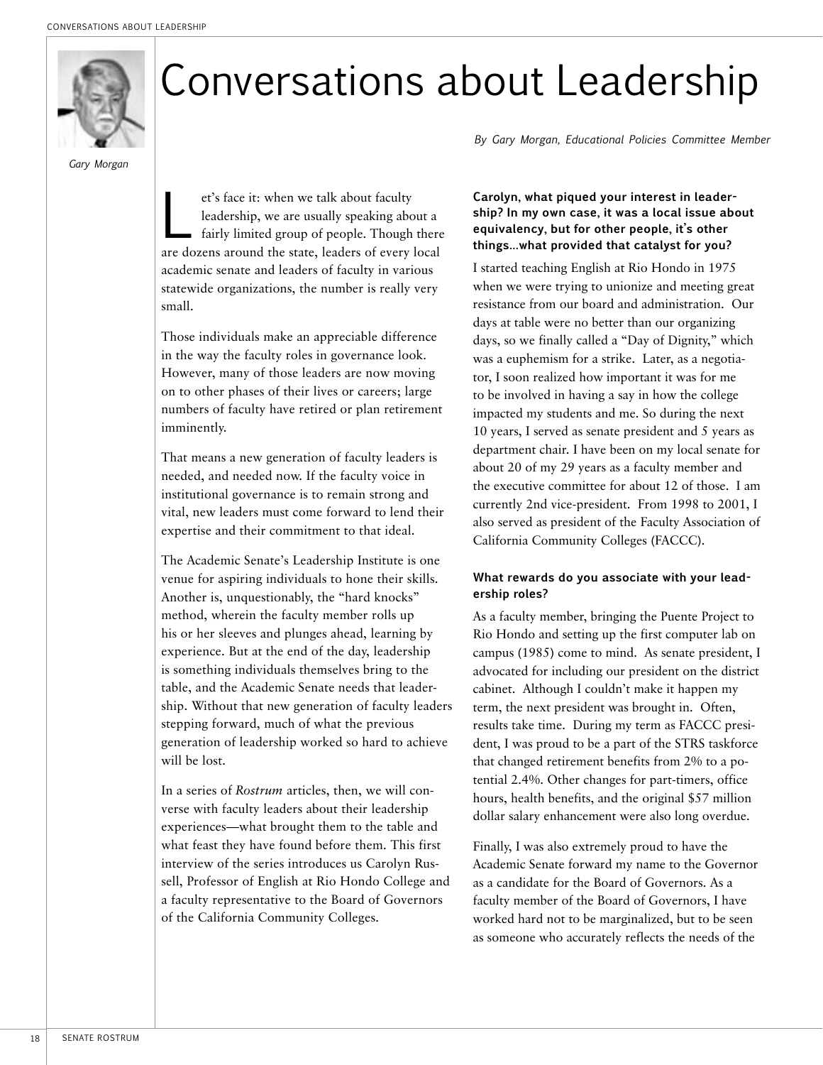# Conversations about Leadership

Gary Morgan

*By Gary Morgan, Educational Policies Committee Member*

Let's face it: when we talk about faculty leadership, we are usually speaking about a fairly limited group of people. Though there are dozens around the state, leaders of every local academic senate and leaders of faculty in various statewide organizations, the number is really very small.

Those individuals make an appreciable difference in the way the faculty roles in governance look. However, many of those leaders are now moving on to other phases of their lives or careers; large numbers of faculty have retired or plan retirement imminently.

That means a new generation of faculty leaders is needed, and needed now. If the faculty voice in institutional governance is to remain strong and vital, new leaders must come forward to lend their expertise and their commitment to that ideal.

The Academic Senate's Leadership Institute is one venue for aspiring individuals to hone their skills. Another is, unquestionably, the "hard knocks" method, wherein the faculty member rolls up his or her sleeves and plunges ahead, learning by experience. But at the end of the day, leadership is something individuals themselves bring to the table, and the Academic Senate needs that leadership. Without that new generation of faculty leaders stepping forward, much of what the previous generation of leadership worked so hard to achieve will be lost.

In a series of *Rostrum* articles, then, we will converse with faculty leaders about their leadership experiences—what brought them to the table and what feast they have found before them. This first interview of the series introduces us Carolyn Russell, Professor of English at Rio Hondo College and a faculty representative to the Board of Governors of the California Community Colleges.

**Carolyn, what piqued your interest in leadership? In my own case, it was a local issue about equivalency, but for other people, it's other things...what provided that catalyst for you?**

I started teaching English at Rio Hondo in 1975 when we were trying to unionize and meeting great resistance from our board and administration. Our days at table were no better than our organizing days, so we finally called a "Day of Dignity," which was a euphemism for a strike. Later, as a negotiator, I soon realized how important it was for me to be involved in having a say in how the college impacted my students and me. So during the next 10 years, I served as senate president and 5 years as department chair. I have been on my local senate for about 20 of my 29 years as a faculty member and the executive committee for about 12 of those. I am currently 2nd vice-president. From 1998 to 2001, I also served as president of the Faculty Association of California Community Colleges (FACCC).

**What rewards do you associate with your leadership roles?**

As a faculty member, bringing the Puente Project to Rio Hondo and setting up the first computer lab on campus (1985) come to mind. As senate president, I advocated for including our president on the district cabinet. Although I couldn't make it happen my term, the next president was brought in. Often, results take time. During my term as FACCC president, I was proud to be a part of the STRS taskforce that changed retirement benefits from 2% to a potential 2.4%. Other changes for part-timers, office hours, health benefits, and the original $57 million dollar salary enhancement were also long overdue.

Finally, I was also extremely proud to have the Academic Senate forward my name to the Governor as a candidate for the Board of Governors. As a faculty member of the Board of Governors, I have worked hard not to be marginalized, but to be seen as someone who accurately reflects the needs of the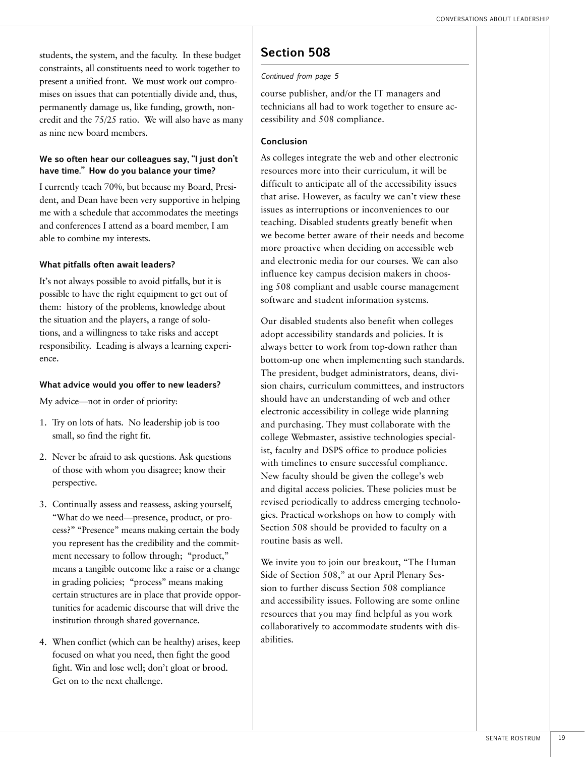students, the system, and the faculty. In these budget constraints, all constituents need to work together to present a unified front. We must work out compromises on issues that can potentially divide and, thus, permanently damage us, like funding, growth, noncredit and the 75/25 ratio. We will also have as many as nine new board members.

**We so often hear our colleagues say, "I just don't have time." How do you balance your time?**

I currently teach 70%, but because my Board, President, and Dean have been very supportive in helping me with a schedule that accommodates the meetings and conferences I attend as a board member, I am able to combine my interests.

**What pitfalls often await leaders?**

It's not always possible to avoid pitfalls, but it is possible to have the right equipment to get out of them: history of the problems, knowledge about the situation and the players, a range of solutions, and a willingness to take risks and accept responsibility. Leading is always a learning experience.

**What advice would you offer to new leaders?**

My advice—not in order of priority:

1. Try on lots of hats. No leadership job is too small, so find the right fit.
2. Never be afraid to ask questions. Ask questions of those with whom you disagree; know their perspective.
3. Continually assess and reassess, asking yourself, "What do we need—presence, product, or process?" "Presence" means making certain the body you represent has the credibility and the commitment necessary to follow through; "product," means a tangible outcome like a raise or a change in grading policies; "process" means making certain structures are in place that provide opportunities for academic discourse that will drive the institution through shared governance.
4. When conflict (which can be healthy) arises, keep focused on what you need, then fight the good fight. Win and lose well; don't gloat or brood. Get on to the next challenge.

## Section 508

*Continued from page 5*

course publisher, and/or the IT managers and technicians all had to work together to ensure accessibility and 508 compliance.

### Conclusion

As colleges integrate the web and other electronic resources more into their curriculum, it will be difficult to anticipate all of the accessibility issues that arise. However, as faculty we can't view these issues as interruptions or inconveniences to our teaching. Disabled students greatly benefit when we become better aware of their needs and become more proactive when deciding on accessible web and electronic media for our courses. We can also influence key campus decision makers in choosing 508 compliant and usable course management software and student information systems.

Our disabled students also benefit when colleges adopt accessibility standards and policies. It is always better to work from top-down rather than bottom-up one when implementing such standards. The president, budget administrators, deans, division chairs, curriculum committees, and instructors should have an understanding of web and other electronic accessibility in college wide planning and purchasing. They must collaborate with the college Webmaster, assistive technologies specialist, faculty and DSPS office to produce policies with timelines to ensure successful compliance. New faculty should be given the college's web and digital access policies. These policies must be revised periodically to address emerging technologies. Practical workshops on how to comply with Section 508 should be provided to faculty on a routine basis as well.

We invite you to join our breakout, "The Human Side of Section 508," at our April Plenary Session to further discuss Section 508 compliance and accessibility issues. Following are some online resources that you may find helpful as you work collaboratively to accommodate students with disabilities.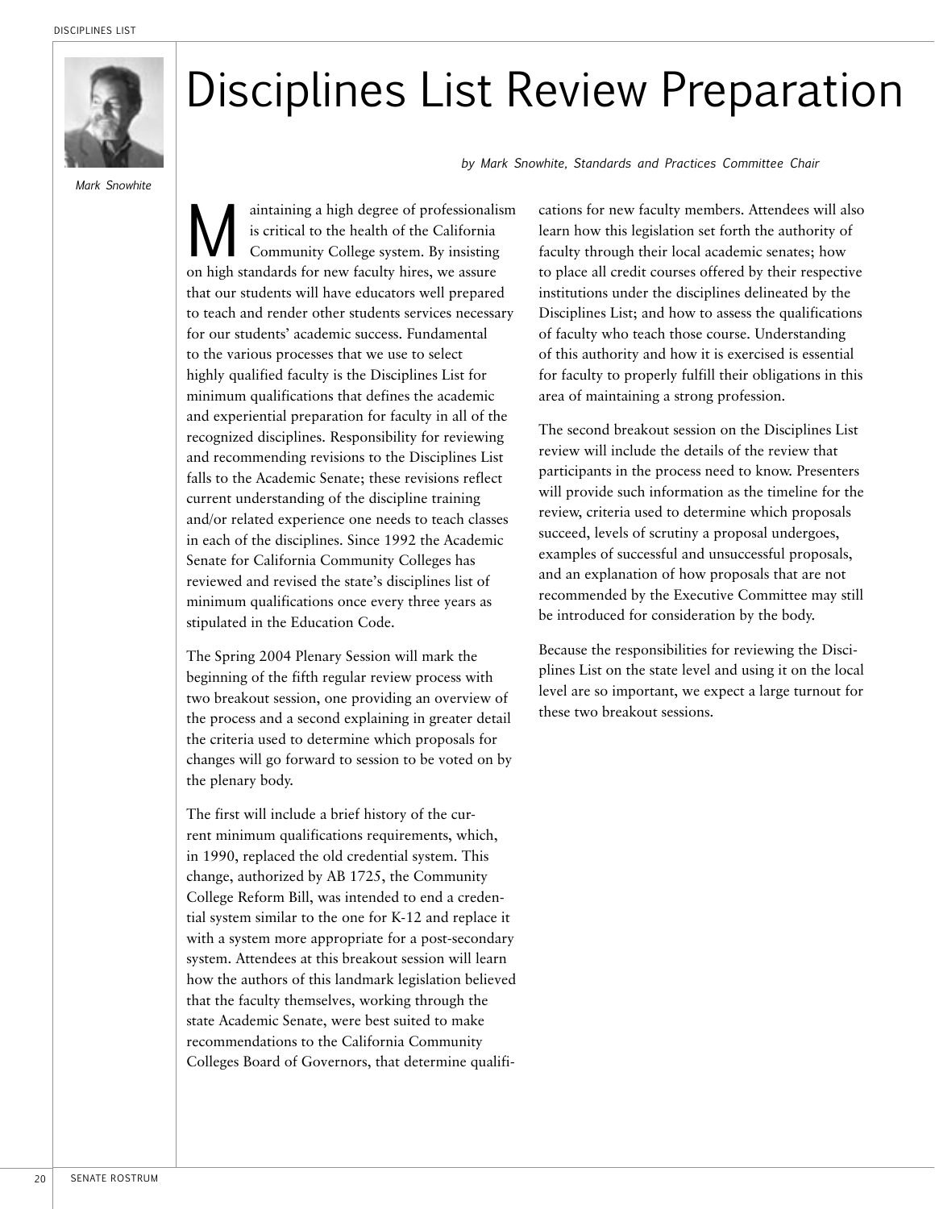# Disciplines List Review Preparation

*by Mark Snowhite, Standards and Practices Committee Chair*

Mark Snowhite

Maintaining a high degree of professionalism is critical to the health of the California Community College system. By insisting on high standards for new faculty hires, we assure that our students will have educators well prepared to teach and render other students services necessary for our students' academic success. Fundamental to the various processes that we use to select highly qualified faculty is the Disciplines List for minimum qualifications that defines the academic and experiential preparation for faculty in all of the recognized disciplines. Responsibility for reviewing and recommending revisions to the Disciplines List falls to the Academic Senate; these revisions reflect current understanding of the discipline training and/or related experience one needs to teach classes in each of the disciplines. Since 1992 the Academic Senate for California Community Colleges has reviewed and revised the state's disciplines list of minimum qualifications once every three years as stipulated in the Education Code.

The Spring 2004 Plenary Session will mark the beginning of the fifth regular review process with two breakout session, one providing an overview of the process and a second explaining in greater detail the criteria used to determine which proposals for changes will go forward to session to be voted on by the plenary body.

The first will include a brief history of the current minimum qualifications requirements, which, in 1990, replaced the old credential system. This change, authorized by AB 1725, the Community College Reform Bill, was intended to end a credential system similar to the one for K-12 and replace it with a system more appropriate for a post-secondary system. Attendees at this breakout session will learn how the authors of this landmark legislation believed that the faculty themselves, working through the state Academic Senate, were best suited to make recommendations to the California Community Colleges Board of Governors, that determine qualifications for new faculty members. Attendees will also learn how this legislation set forth the authority of faculty through their local academic senates; how to place all credit courses offered by their respective institutions under the disciplines delineated by the Disciplines List; and how to assess the qualifications of faculty who teach those course. Understanding of this authority and how it is exercised is essential for faculty to properly fulfill their obligations in this area of maintaining a strong profession.

The second breakout session on the Disciplines List review will include the details of the review that participants in the process need to know. Presenters will provide such information as the timeline for the review, criteria used to determine which proposals succeed, levels of scrutiny a proposal undergoes, examples of successful and unsuccessful proposals, and an explanation of how proposals that are not recommended by the Executive Committee may still be introduced for consideration by the body.

Because the responsibilities for reviewing the Disciplines List on the state level and using it on the local level are so important, we expect a large turnout for these two breakout sessions.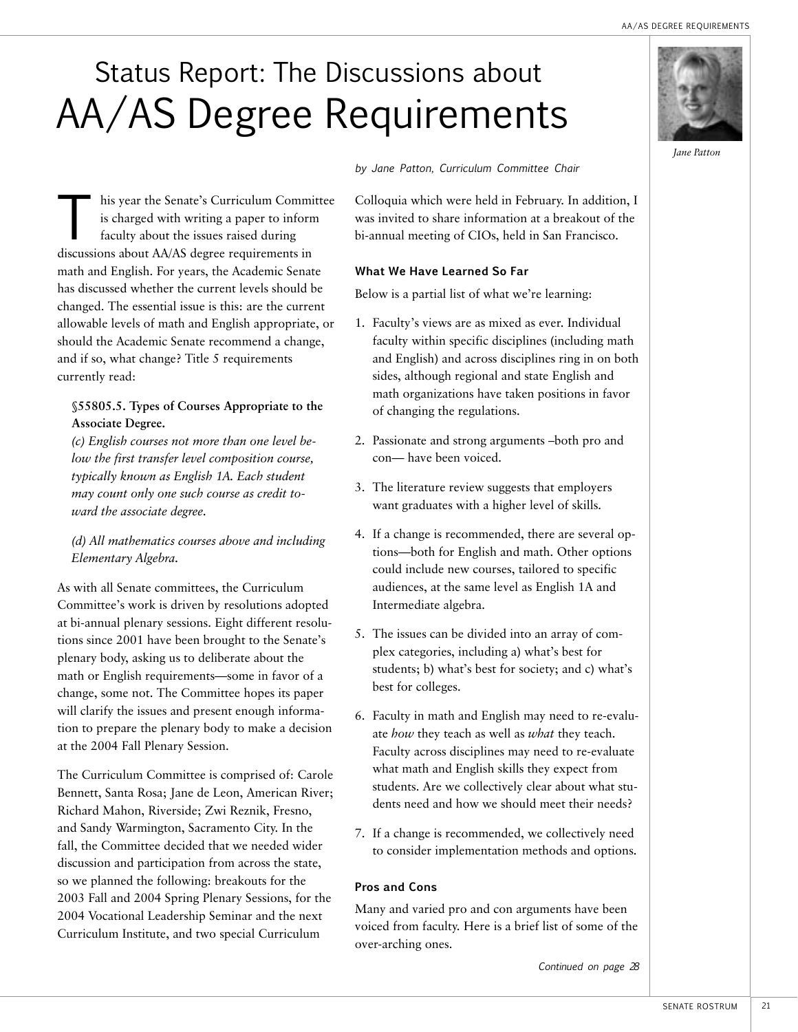# Status Report: The Discussions about AA/AS Degree Requirements

Jane Patton

*by Jane Patton, Curriculum Committee Chair*

This year the Senate's Curriculum Committee is charged with writing a paper to inform faculty about the issues raised during discussions about AA/AS degree requirements in math and English. For years, the Academic Senate has discussed whether the current levels should be changed. The essential issue is this: are the current allowable levels of math and English appropriate, or should the Academic Senate recommend a change, and if so, what change? Title 5 requirements currently read:

> **§55805.5. Types of Courses Appropriate to the Associate Degree.**
> *(c) English courses not more than one level below the first transfer level composition course, typically known as English 1A. Each student may count only one such course as credit toward the associate degree.*
>
> *(d) All mathematics courses above and including Elementary Algebra.*

As with all Senate committees, the Curriculum Committee's work is driven by resolutions adopted at bi-annual plenary sessions. Eight different resolutions since 2001 have been brought to the Senate's plenary body, asking us to deliberate about the math or English requirements—some in favor of a change, some not. The Committee hopes its paper will clarify the issues and present enough information to prepare the plenary body to make a decision at the 2004 Fall Plenary Session.

The Curriculum Committee is comprised of: Carole Bennett, Santa Rosa; Jane de Leon, American River; Richard Mahon, Riverside; Zwi Reznik, Fresno, and Sandy Warmington, Sacramento City. In the fall, the Committee decided that we needed wider discussion and participation from across the state, so we planned the following: breakouts for the 2003 Fall and 2004 Spring Plenary Sessions, for the 2004 Vocational Leadership Seminar and the next Curriculum Institute, and two special Curriculum Colloquia which were held in February. In addition, I was invited to share information at a breakout of the bi-annual meeting of CIOs, held in San Francisco.

### What We Have Learned So Far

Below is a partial list of what we're learning:

1. Faculty's views are as mixed as ever. Individual faculty within specific disciplines (including math and English) and across disciplines ring in on both sides, although regional and state English and math organizations have taken positions in favor of changing the regulations.
2. Passionate and strong arguments –both pro and con— have been voiced.
3. The literature review suggests that employers want graduates with a higher level of skills.
4. If a change is recommended, there are several options—both for English and math. Other options could include new courses, tailored to specific audiences, at the same level as English 1A and Intermediate algebra.
5. The issues can be divided into an array of complex categories, including a) what's best for students; b) what's best for society; and c) what's best for colleges.
6. Faculty in math and English may need to re-evaluate *how* they teach as well as *what* they teach. Faculty across disciplines may need to re-evaluate what math and English skills they expect from students. Are we collectively clear about what students need and how we should meet their needs?
7. If a change is recommended, we collectively need to consider implementation methods and options.

### Pros and Cons

Many and varied pro and con arguments have been voiced from faculty. Here is a brief list of some of the over-arching ones.

*Continued on page 28*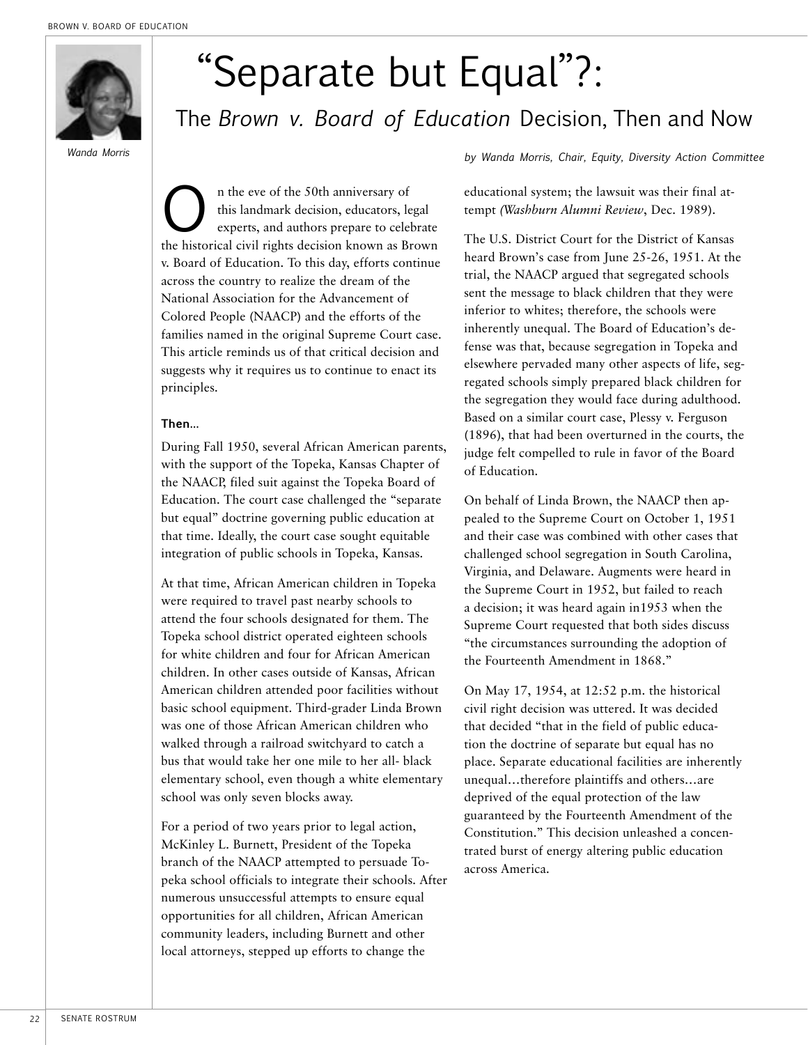# "Separate but Equal"?:

## The *Brown v. Board of Education* Decision, Then and Now

Wanda Morris

*by Wanda Morris, Chair, Equity, Diversity Action Committee*

On the eve of the 50th anniversary of this landmark decision, educators, legal experts, and authors prepare to celebrate the historical civil rights decision known as Brown v. Board of Education. To this day, efforts continue across the country to realize the dream of the National Association for the Advancement of Colored People (NAACP) and the efforts of the families named in the original Supreme Court case. This article reminds us of that critical decision and suggests why it requires us to continue to enact its principles.

### Then...

During Fall 1950, several African American parents, with the support of the Topeka, Kansas Chapter of the NAACP, filed suit against the Topeka Board of Education. The court case challenged the "separate but equal" doctrine governing public education at that time. Ideally, the court case sought equitable integration of public schools in Topeka, Kansas.

At that time, African American children in Topeka were required to travel past nearby schools to attend the four schools designated for them. The Topeka school district operated eighteen schools for white children and four for African American children. In other cases outside of Kansas, African American children attended poor facilities without basic school equipment. Third-grader Linda Brown was one of those African American children who walked through a railroad switchyard to catch a bus that would take her one mile to her all- black elementary school, even though a white elementary school was only seven blocks away.

For a period of two years prior to legal action, McKinley L. Burnett, President of the Topeka branch of the NAACP attempted to persuade Topeka school officials to integrate their schools. After numerous unsuccessful attempts to ensure equal opportunities for all children, African American community leaders, including Burnett and other local attorneys, stepped up efforts to change the educational system; the lawsuit was their final attempt *(Washburn Alumni Review*, Dec. 1989).

The U.S. District Court for the District of Kansas heard Brown's case from June 25-26, 1951. At the trial, the NAACP argued that segregated schools sent the message to black children that they were inferior to whites; therefore, the schools were inherently unequal. The Board of Education's defense was that, because segregation in Topeka and elsewhere pervaded many other aspects of life, segregated schools simply prepared black children for the segregation they would face during adulthood. Based on a similar court case, Plessy v. Ferguson (1896), that had been overturned in the courts, the judge felt compelled to rule in favor of the Board of Education.

On behalf of Linda Brown, the NAACP then appealed to the Supreme Court on October 1, 1951 and their case was combined with other cases that challenged school segregation in South Carolina, Virginia, and Delaware. Augments were heard in the Supreme Court in 1952, but failed to reach a decision; it was heard again in1953 when the Supreme Court requested that both sides discuss "the circumstances surrounding the adoption of the Fourteenth Amendment in 1868."

On May 17, 1954, at 12:52 p.m. the historical civil right decision was uttered. It was decided that decided "that in the field of public education the doctrine of separate but equal has no place. Separate educational facilities are inherently unequal…therefore plaintiffs and others…are deprived of the equal protection of the law guaranteed by the Fourteenth Amendment of the Constitution." This decision unleashed a concentrated burst of energy altering public education across America.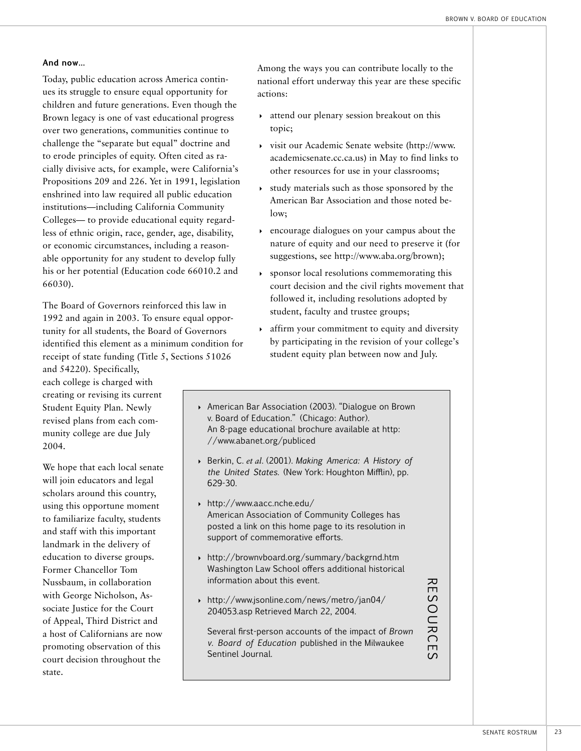**And now...**

Today, public education across America continues its struggle to ensure equal opportunity for children and future generations. Even though the Brown legacy is one of vast educational progress over two generations, communities continue to challenge the "separate but equal" doctrine and to erode principles of equity. Often cited as racially divisive acts, for example, were California's Propositions 209 and 226. Yet in 1991, legislation enshrined into law required all public education institutions—including California Community Colleges— to provide educational equity regardless of ethnic origin, race, gender, age, disability, or economic circumstances, including a reasonable opportunity for any student to develop fully his or her potential (Education code 66010.2 and 66030).

The Board of Governors reinforced this law in 1992 and again in 2003. To ensure equal opportunity for all students, the Board of Governors identified this element as a minimum condition for receipt of state funding (Title 5, Sections 51026 and 54220). Specifically, each college is charged with creating or revising its current Student Equity Plan. Newly revised plans from each community college are due July 2004.

We hope that each local senate will join educators and legal scholars around this country, using this opportune moment to familiarize faculty, students and staff with this important landmark in the delivery of education to diverse groups. Former Chancellor Tom Nussbaum, in collaboration with George Nicholson, Associate Justice for the Court of Appeal, Third District and a host of Californians are now promoting observation of this court decision throughout the state.

Among the ways you can contribute locally to the national effort underway this year are these specific actions:

- attend our plenary session breakout on this topic;
- visit our Academic Senate website (http://www.academicsenate.cc.ca.us) in May to find links to other resources for use in your classrooms;
- study materials such as those sponsored by the American Bar Association and those noted below;
- encourage dialogues on your campus about the nature of equity and our need to preserve it (for suggestions, see http://www.aba.org/brown);
- sponsor local resolutions commemorating this court decision and the civil rights movement that followed it, including resolutions adopted by student, faculty and trustee groups;
- affirm your commitment to equity and diversity by participating in the revision of your college's student equity plan between now and July.

**RESOURCES**

- American Bar Association (2003). "Dialogue on Brown v. Board of Education." (Chicago: Author). An 8-page educational brochure available at http://www.abanet.org/publiced
- Berkin, C. *et al*. (2001). *Making America: A History of the United States.* (New York: Houghton Mifflin), pp. 629-30.
- http://www.aacc.nche.edu/
  American Association of Community Colleges has posted a link on this home page to its resolution in support of commemorative efforts.
- http://brownvboard.org/summary/backgrnd.htm
  Washington Law School offers additional historical information about this event.
- http://www.jsonline.com/news/metro/jan04/204053.asp Retrieved March 22, 2004.

  Several first-person accounts of the impact of *Brown v. Board of Education* published in the Milwaukee Sentinel Journal.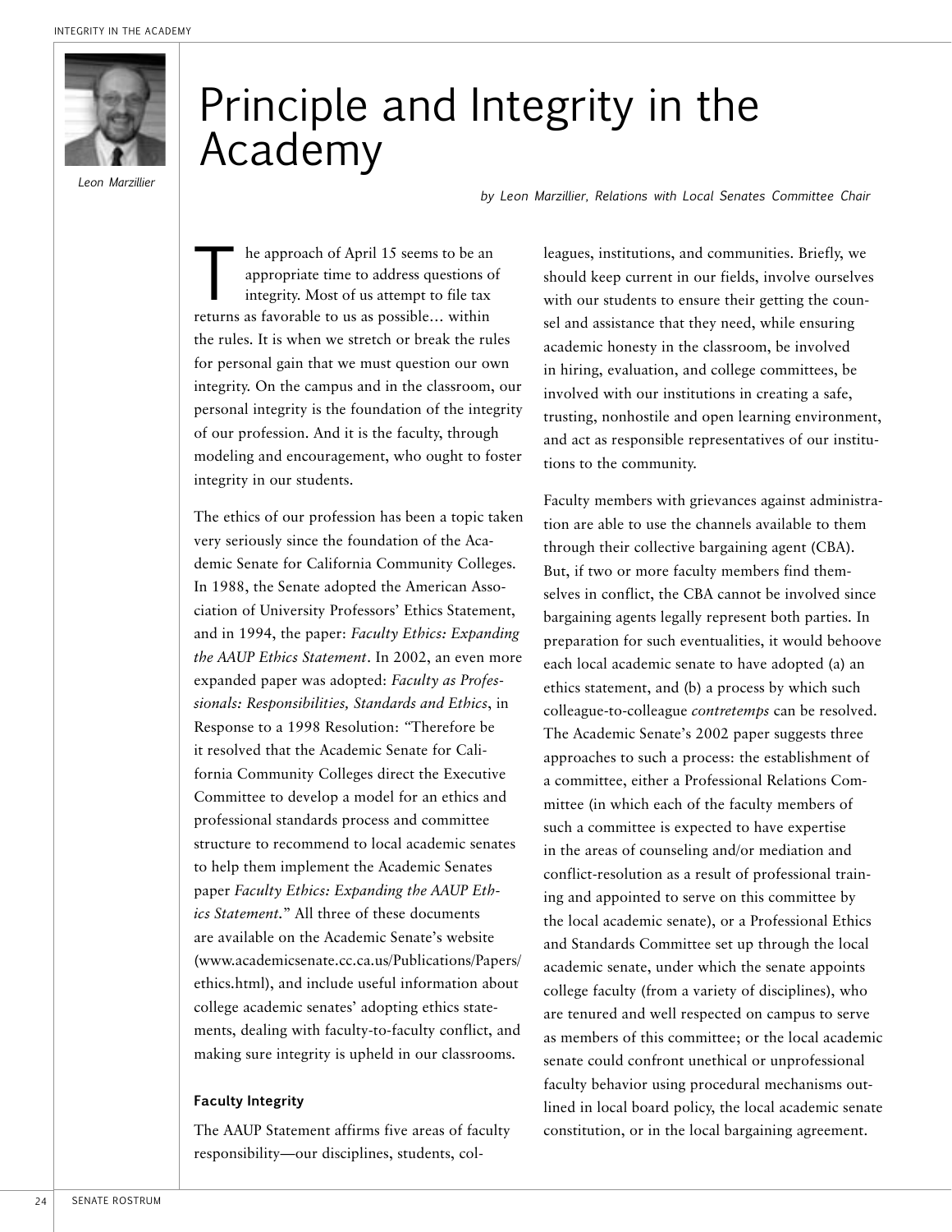# Principle and Integrity in the Academy

*by Leon Marzillier, Relations with Local Senates Committee Chair*

The approach of April 15 seems to be an appropriate time to address questions of integrity. Most of us attempt to file tax returns as favorable to us as possible… within the rules. It is when we stretch or break the rules for personal gain that we must question our own integrity. On the campus and in the classroom, our personal integrity is the foundation of the integrity of our profession. And it is the faculty, through modeling and encouragement, who ought to foster integrity in our students.

The ethics of our profession has been a topic taken very seriously since the foundation of the Academic Senate for California Community Colleges. In 1988, the Senate adopted the American Association of University Professors' Ethics Statement, and in 1994, the paper: *Faculty Ethics: Expanding the AAUP Ethics Statement*. In 2002, an even more expanded paper was adopted: *Faculty as Professionals: Responsibilities, Standards and Ethics*, in Response to a 1998 Resolution: "Therefore be it resolved that the Academic Senate for California Community Colleges direct the Executive Committee to develop a model for an ethics and professional standards process and committee structure to recommend to local academic senates to help them implement the Academic Senates paper *Faculty Ethics: Expanding the AAUP Ethics Statement*." All three of these documents are available on the Academic Senate's website (www.academicsenate.cc.ca.us/Publications/Papers/ethics.html), and include useful information about college academic senates' adopting ethics statements, dealing with faculty-to-faculty conflict, and making sure integrity is upheld in our classrooms.

### Faculty Integrity

The AAUP Statement affirms five areas of faculty responsibility—our disciplines, students, colleagues, institutions, and communities. Briefly, we should keep current in our fields, involve ourselves with our students to ensure their getting the counsel and assistance that they need, while ensuring academic honesty in the classroom, be involved in hiring, evaluation, and college committees, be involved with our institutions in creating a safe, trusting, nonhostile and open learning environment, and act as responsible representatives of our institutions to the community.

Faculty members with grievances against administration are able to use the channels available to them through their collective bargaining agent (CBA). But, if two or more faculty members find themselves in conflict, the CBA cannot be involved since bargaining agents legally represent both parties. In preparation for such eventualities, it would behoove each local academic senate to have adopted (a) an ethics statement, and (b) a process by which such colleague-to-colleague *contretemps* can be resolved. The Academic Senate's 2002 paper suggests three approaches to such a process: the establishment of a committee, either a Professional Relations Committee (in which each of the faculty members of such a committee is expected to have expertise in the areas of counseling and/or mediation and conflict-resolution as a result of professional training and appointed to serve on this committee by the local academic senate), or a Professional Ethics and Standards Committee set up through the local academic senate, under which the senate appoints college faculty (from a variety of disciplines), who are tenured and well respected on campus to serve as members of this committee; or the local academic senate could confront unethical or unprofessional faculty behavior using procedural mechanisms outlined in local board policy, the local academic senate constitution, or in the local bargaining agreement.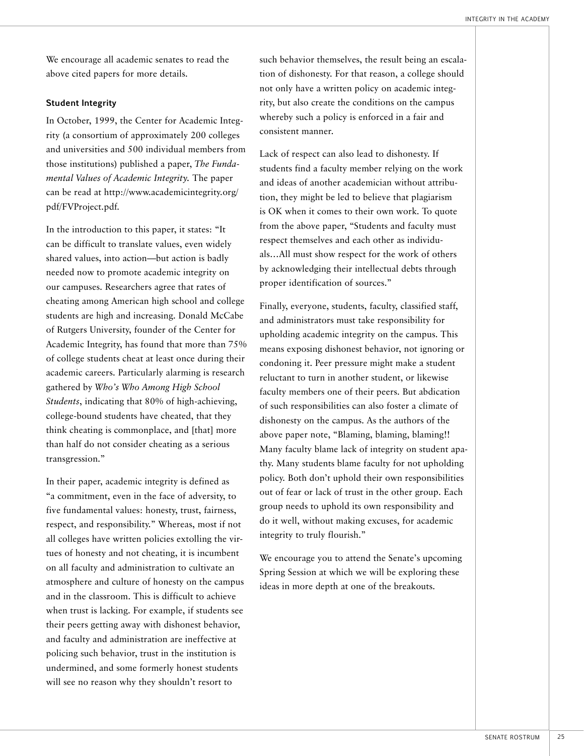We encourage all academic senates to read the above cited papers for more details.

### Student Integrity

In October, 1999, the Center for Academic Integrity (a consortium of approximately 200 colleges and universities and 500 individual members from those institutions) published a paper, *The Fundamental Values of Academic Integrity.* The paper can be read at http://www.academicintegrity.org/pdf/FVProject.pdf.

In the introduction to this paper, it states: "It can be difficult to translate values, even widely shared values, into action—but action is badly needed now to promote academic integrity on our campuses. Researchers agree that rates of cheating among American high school and college students are high and increasing. Donald McCabe of Rutgers University, founder of the Center for Academic Integrity, has found that more than 75% of college students cheat at least once during their academic careers. Particularly alarming is research gathered by *Who's Who Among High School Students*, indicating that 80% of high-achieving, college-bound students have cheated, that they think cheating is commonplace, and [that] more than half do not consider cheating as a serious transgression."

In their paper, academic integrity is defined as "a commitment, even in the face of adversity, to five fundamental values: honesty, trust, fairness, respect, and responsibility." Whereas, most if not all colleges have written policies extolling the virtues of honesty and not cheating, it is incumbent on all faculty and administration to cultivate an atmosphere and culture of honesty on the campus and in the classroom. This is difficult to achieve when trust is lacking. For example, if students see their peers getting away with dishonest behavior, and faculty and administration are ineffective at policing such behavior, trust in the institution is undermined, and some formerly honest students will see no reason why they shouldn't resort to such behavior themselves, the result being an escalation of dishonesty. For that reason, a college should not only have a written policy on academic integrity, but also create the conditions on the campus whereby such a policy is enforced in a fair and consistent manner.

Lack of respect can also lead to dishonesty. If students find a faculty member relying on the work and ideas of another academician without attribution, they might be led to believe that plagiarism is OK when it comes to their own work. To quote from the above paper, "Students and faculty must respect themselves and each other as individuals…All must show respect for the work of others by acknowledging their intellectual debts through proper identification of sources."

Finally, everyone, students, faculty, classified staff, and administrators must take responsibility for upholding academic integrity on the campus. This means exposing dishonest behavior, not ignoring or condoning it. Peer pressure might make a student reluctant to turn in another student, or likewise faculty members one of their peers. But abdication of such responsibilities can also foster a climate of dishonesty on the campus. As the authors of the above paper note, "Blaming, blaming, blaming!! Many faculty blame lack of integrity on student apathy. Many students blame faculty for not upholding policy. Both don't uphold their own responsibilities out of fear or lack of trust in the other group. Each group needs to uphold its own responsibility and do it well, without making excuses, for academic integrity to truly flourish."

We encourage you to attend the Senate's upcoming Spring Session at which we will be exploring these ideas in more depth at one of the breakouts.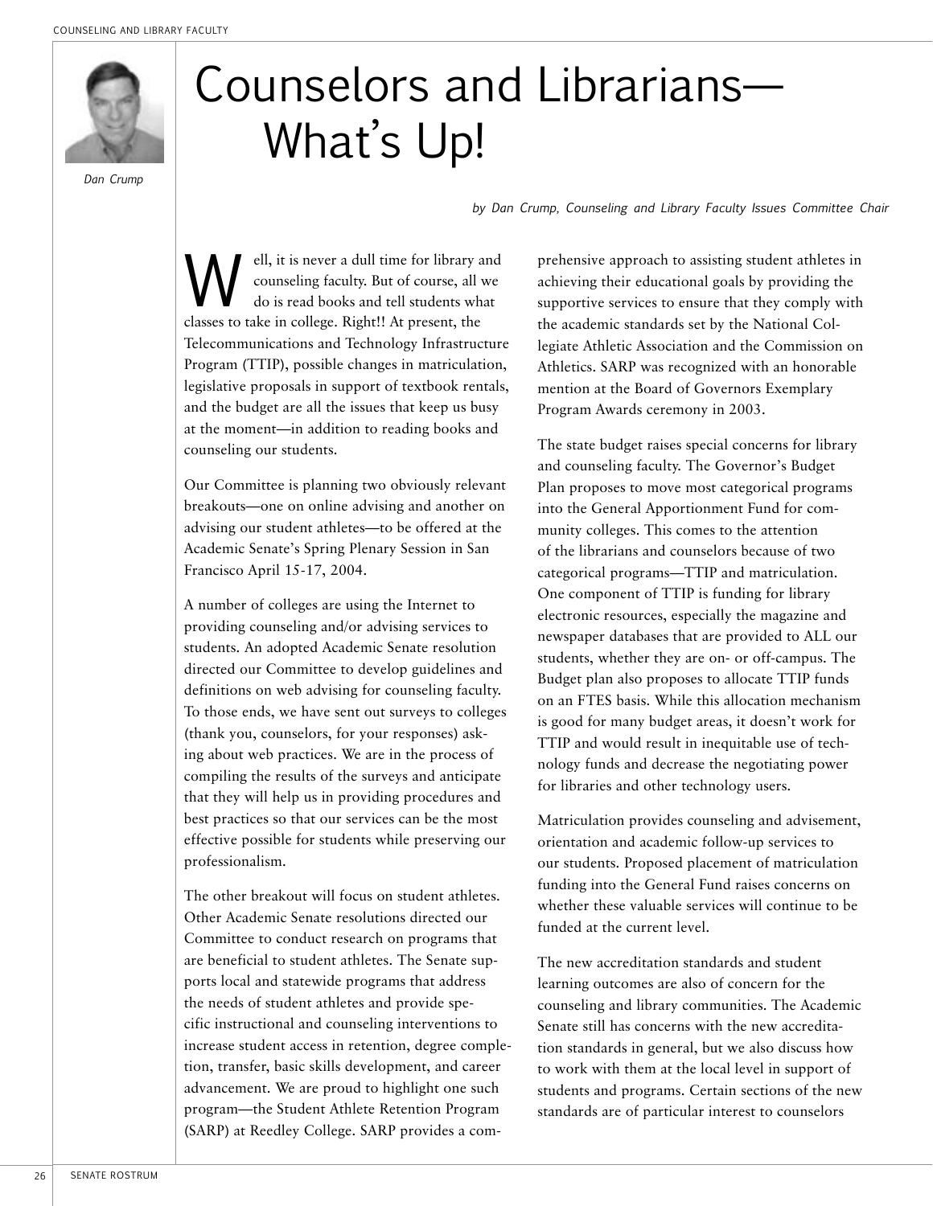Dan Crump

# Counselors and Librarians—What's Up!

*by Dan Crump, Counseling and Library Faculty Issues Committee Chair*

Well, it is never a dull time for library and counseling faculty. But of course, all we do is read books and tell students what classes to take in college. Right!! At present, the Telecommunications and Technology Infrastructure Program (TTIP), possible changes in matriculation, legislative proposals in support of textbook rentals, and the budget are all the issues that keep us busy at the moment—in addition to reading books and counseling our students.

Our Committee is planning two obviously relevant breakouts—one on online advising and another on advising our student athletes—to be offered at the Academic Senate's Spring Plenary Session in San Francisco April 15-17, 2004.

A number of colleges are using the Internet to providing counseling and/or advising services to students. An adopted Academic Senate resolution directed our Committee to develop guidelines and definitions on web advising for counseling faculty. To those ends, we have sent out surveys to colleges (thank you, counselors, for your responses) asking about web practices. We are in the process of compiling the results of the surveys and anticipate that they will help us in providing procedures and best practices so that our services can be the most effective possible for students while preserving our professionalism.

The other breakout will focus on student athletes. Other Academic Senate resolutions directed our Committee to conduct research on programs that are beneficial to student athletes. The Senate supports local and statewide programs that address the needs of student athletes and provide specific instructional and counseling interventions to increase student access in retention, degree completion, transfer, basic skills development, and career advancement. We are proud to highlight one such program—the Student Athlete Retention Program (SARP) at Reedley College. SARP provides a comprehensive approach to assisting student athletes in achieving their educational goals by providing the supportive services to ensure that they comply with the academic standards set by the National Collegiate Athletic Association and the Commission on Athletics. SARP was recognized with an honorable mention at the Board of Governors Exemplary Program Awards ceremony in 2003.

The state budget raises special concerns for library and counseling faculty. The Governor's Budget Plan proposes to move most categorical programs into the General Apportionment Fund for community colleges. This comes to the attention of the librarians and counselors because of two categorical programs—TTIP and matriculation. One component of TTIP is funding for library electronic resources, especially the magazine and newspaper databases that are provided to ALL our students, whether they are on- or off-campus. The Budget plan also proposes to allocate TTIP funds on an FTES basis. While this allocation mechanism is good for many budget areas, it doesn't work for TTIP and would result in inequitable use of technology funds and decrease the negotiating power for libraries and other technology users.

Matriculation provides counseling and advisement, orientation and academic follow-up services to our students. Proposed placement of matriculation funding into the General Fund raises concerns on whether these valuable services will continue to be funded at the current level.

The new accreditation standards and student learning outcomes are also of concern for the counseling and library communities. The Academic Senate still has concerns with the new accreditation standards in general, but we also discuss how to work with them at the local level in support of students and programs. Certain sections of the new standards are of particular interest to counselors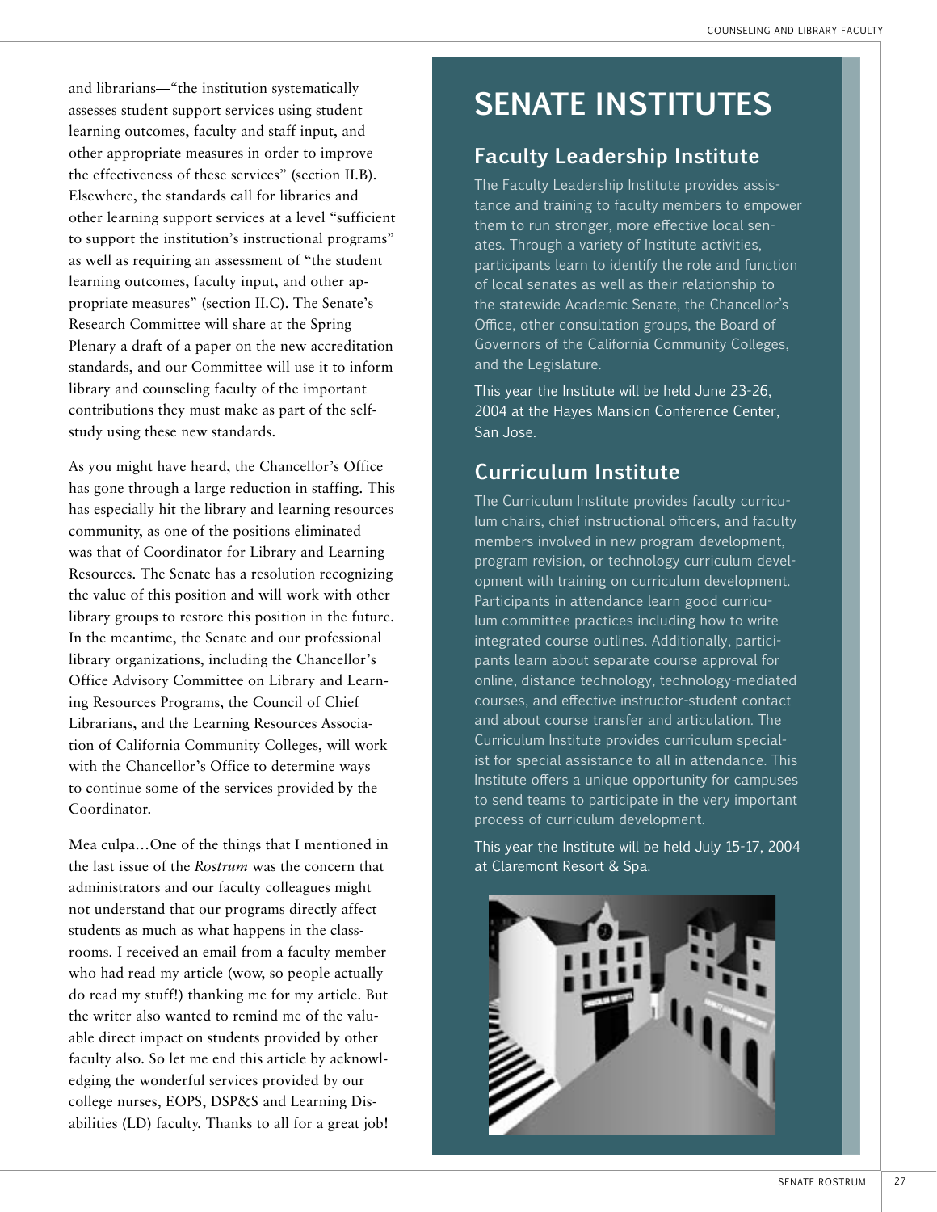and librarians—"the institution systematically assesses student support services using student learning outcomes, faculty and staff input, and other appropriate measures in order to improve the effectiveness of these services" (section II.B). Elsewhere, the standards call for libraries and other learning support services at a level "sufficient to support the institution's instructional programs" as well as requiring an assessment of "the student learning outcomes, faculty input, and other appropriate measures" (section II.C). The Senate's Research Committee will share at the Spring Plenary a draft of a paper on the new accreditation standards, and our Committee will use it to inform library and counseling faculty of the important contributions they must make as part of the self-study using these new standards.

As you might have heard, the Chancellor's Office has gone through a large reduction in staffing. This has especially hit the library and learning resources community, as one of the positions eliminated was that of Coordinator for Library and Learning Resources. The Senate has a resolution recognizing the value of this position and will work with other library groups to restore this position in the future. In the meantime, the Senate and our professional library organizations, including the Chancellor's Office Advisory Committee on Library and Learning Resources Programs, the Council of Chief Librarians, and the Learning Resources Association of California Community Colleges, will work with the Chancellor's Office to determine ways to continue some of the services provided by the Coordinator.

Mea culpa…One of the things that I mentioned in the last issue of the *Rostrum* was the concern that administrators and our faculty colleagues might not understand that our programs directly affect students as much as what happens in the classrooms. I received an email from a faculty member who had read my article (wow, so people actually do read my stuff!) thanking me for my article. But the writer also wanted to remind me of the valuable direct impact on students provided by other faculty also. So let me end this article by acknowledging the wonderful services provided by our college nurses, EOPS, DSP&S and Learning Disabilities (LD) faculty. Thanks to all for a great job!

# SENATE INSTITUTES

## Faculty Leadership Institute

The Faculty Leadership Institute provides assistance and training to faculty members to empower them to run stronger, more effective local senates. Through a variety of Institute activities, participants learn to identify the role and function of local senates as well as their relationship to the statewide Academic Senate, the Chancellor's Office, other consultation groups, the Board of Governors of the California Community Colleges, and the Legislature.

This year the Institute will be held June 23-26, 2004 at the Hayes Mansion Conference Center, San Jose.

## Curriculum Institute

The Curriculum Institute provides faculty curriculum chairs, chief instructional officers, and faculty members involved in new program development, program revision, or technology curriculum development with training on curriculum development. Participants in attendance learn good curriculum committee practices including how to write integrated course outlines. Additionally, participants learn about separate course approval for online, distance technology, technology-mediated courses, and effective instructor-student contact and about course transfer and articulation. The Curriculum Institute provides curriculum specialist for special assistance to all in attendance. This Institute offers a unique opportunity for campuses to send teams to participate in the very important process of curriculum development.

This year the Institute will be held July 15-17, 2004 at Claremont Resort & Spa.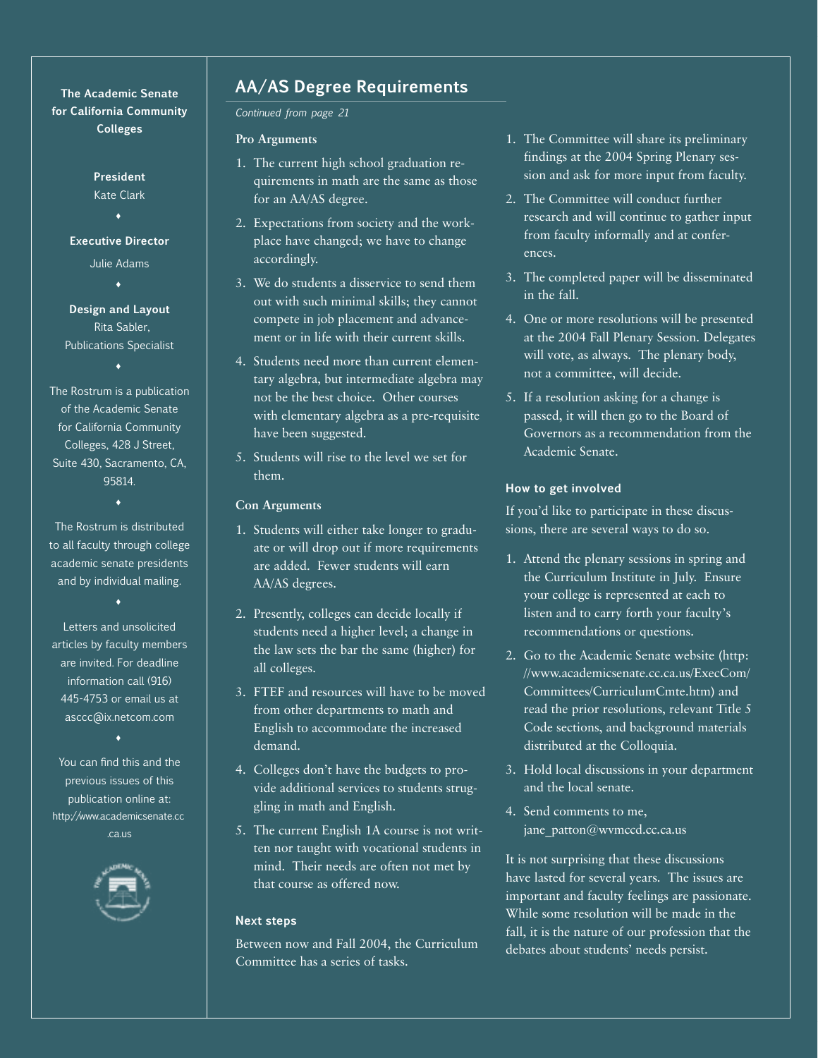**The Academic Senate for California Community Colleges**

**President**
Kate Clark

♦

**Executive Director**
Julie Adams

♦

**Design and Layout**
Rita Sabler,
Publications Specialist

♦

The Rostrum is a publication of the Academic Senate for California Community Colleges, 428 J Street, Suite 430, Sacramento, CA, 95814.

♦

The Rostrum is distributed to all faculty through college academic senate presidents and by individual mailing.

♦

Letters and unsolicited articles by faculty members are invited. For deadline information call (916) 445-4753 or email us at asccc@ix.netcom.com

♦

You can find this and the previous issues of this publication online at: http://www.academicsenate.cc.ca.us

## AA/AS Degree Requirements

*Continued from page 21*

### Pro Arguments

1. The current high school graduation requirements in math are the same as those for an AA/AS degree.
2. Expectations from society and the workplace have changed; we have to change accordingly.
3. We do students a disservice to send them out with such minimal skills; they cannot compete in job placement and advancement or in life with their current skills.
4. Students need more than current elementary algebra, but intermediate algebra may not be the best choice. Other courses with elementary algebra as a pre-requisite have been suggested.
5. Students will rise to the level we set for them.

### Con Arguments

1. Students will either take longer to graduate or will drop out if more requirements are added. Fewer students will earn AA/AS degrees.
2. Presently, colleges can decide locally if students need a higher level; a change in the law sets the bar the same (higher) for all colleges.
3. FTEF and resources will have to be moved from other departments to math and English to accommodate the increased demand.
4. Colleges don't have the budgets to provide additional services to students struggling in math and English.
5. The current English 1A course is not written nor taught with vocational students in mind. Their needs are often not met by that course as offered now.

### Next steps

Between now and Fall 2004, the Curriculum Committee has a series of tasks.

1. The Committee will share its preliminary findings at the 2004 Spring Plenary session and ask for more input from faculty.
2. The Committee will conduct further research and will continue to gather input from faculty informally and at conferences.
3. The completed paper will be disseminated in the fall.
4. One or more resolutions will be presented at the 2004 Fall Plenary Session. Delegates will vote, as always. The plenary body, not a committee, will decide.
5. If a resolution asking for a change is passed, it will then go to the Board of Governors as a recommendation from the Academic Senate.

### How to get involved

If you'd like to participate in these discussions, there are several ways to do so.

1. Attend the plenary sessions in spring and the Curriculum Institute in July. Ensure your college is represented at each to listen and to carry forth your faculty's recommendations or questions.
2. Go to the Academic Senate website (http://www.academicsenate.cc.ca.us/ExecCom/Committees/CurriculumCmte.htm) and read the prior resolutions, relevant Title 5 Code sections, and background materials distributed at the Colloquia.
3. Hold local discussions in your department and the local senate.
4. Send comments to me, jane_patton@wvmccd.cc.ca.us

It is not surprising that these discussions have lasted for several years. The issues are important and faculty feelings are passionate. While some resolution will be made in the fall, it is the nature of our profession that the debates about students' needs persist.